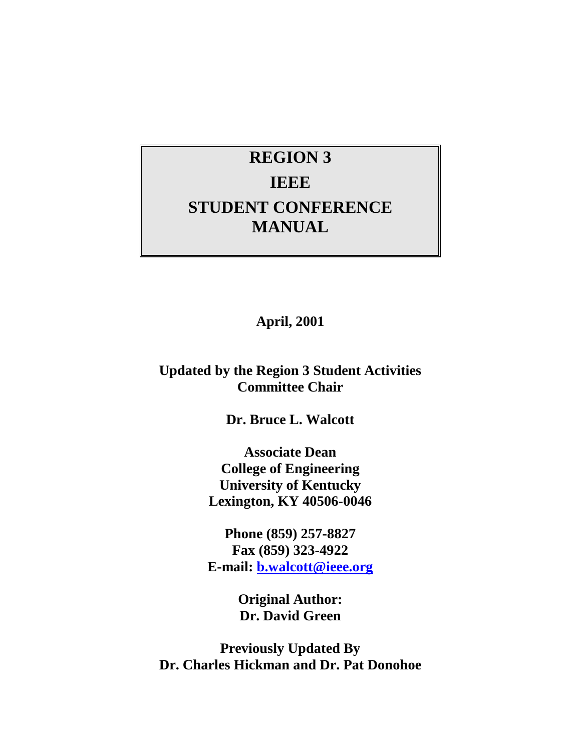# REGION 3
# IEEE
# STUDENT CONFERENCE MANUAL

**April, 2001**

**Updated by the Region 3 Student Activities Committee Chair**

**Dr. Bruce L. Walcott**

**Associate Dean**
**College of Engineering**
**University of Kentucky**
**Lexington, KY 40506-0046**

**Phone (859) 257-8827**
**Fax (859) 323-4922**
**E-mail: b.walcott@ieee.org**

**Original Author:**
**Dr. David Green**

**Previously Updated By**
**Dr. Charles Hickman and Dr. Pat Donohoe**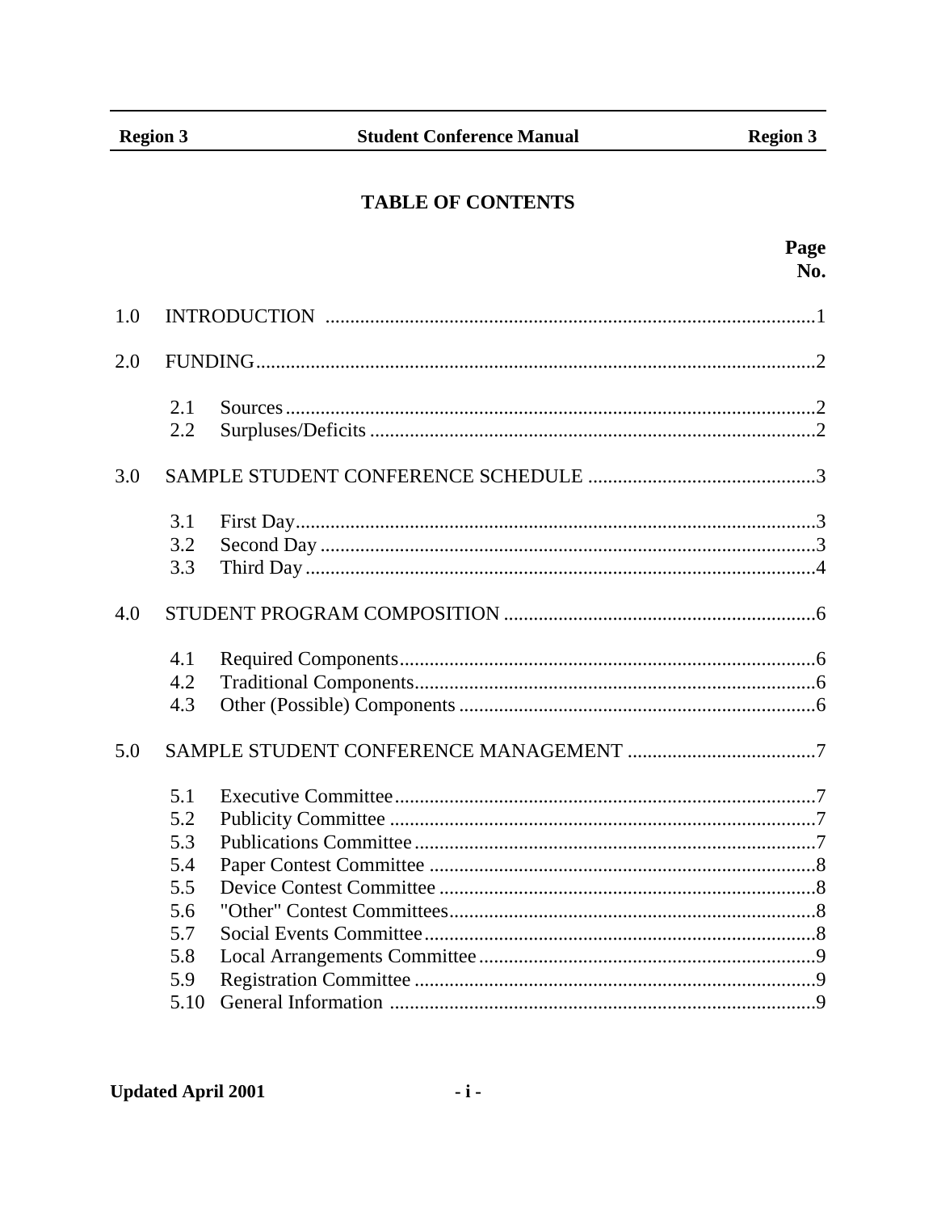# TABLE OF CONTENTS

| | | Page No. |
|---|---|---|
| 1.0 | INTRODUCTION | 1 |
| 2.0 | FUNDING | 2 |
| 2.1 | Sources | 2 |
| 2.2 | Surpluses/Deficits | 2 |
| 3.0 | SAMPLE STUDENT CONFERENCE SCHEDULE | 3 |
| 3.1 | First Day | 3 |
| 3.2 | Second Day | 3 |
| 3.3 | Third Day | 4 |
| 4.0 | STUDENT PROGRAM COMPOSITION | 6 |
| 4.1 | Required Components | 6 |
| 4.2 | Traditional Components | 6 |
| 4.3 | Other (Possible) Components | 6 |
| 5.0 | SAMPLE STUDENT CONFERENCE MANAGEMENT | 7 |
| 5.1 | Executive Committee | 7 |
| 5.2 | Publicity Committee | 7 |
| 5.3 | Publications Committee | 7 |
| 5.4 | Paper Contest Committee | 8 |
| 5.5 | Device Contest Committee | 8 |
| 5.6 | "Other" Contest Committees | 8 |
| 5.7 | Social Events Committee | 8 |
| 5.8 | Local Arrangements Committee | 9 |
| 5.9 | Registration Committee | 9 |
| 5.10 | General Information | 9 |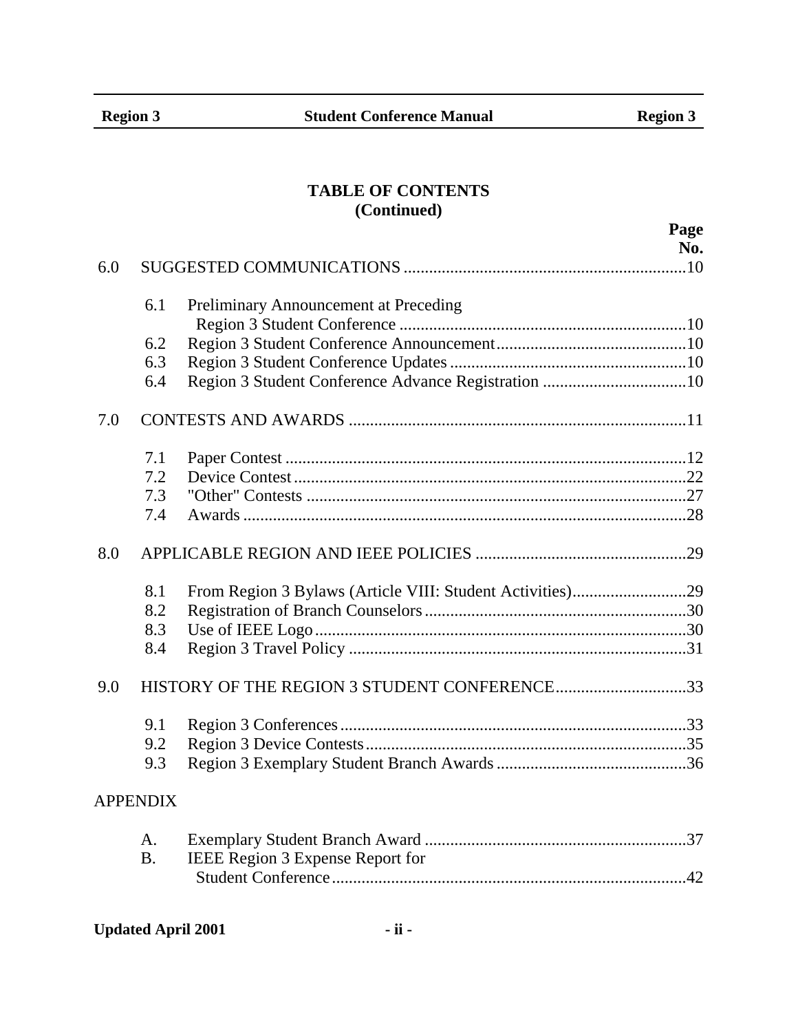## TABLE OF CONTENTS
## (Continued)

| | | Page No. |
|---|---|---|
| 6.0 | SUGGESTED COMMUNICATIONS | 10 |
| 6.1 | Preliminary Announcement at Preceding Region 3 Student Conference | 10 |
| 6.2 | Region 3 Student Conference Announcement | 10 |
| 6.3 | Region 3 Student Conference Updates | 10 |
| 6.4 | Region 3 Student Conference Advance Registration | 10 |
| 7.0 | CONTESTS AND AWARDS | 11 |
| 7.1 | Paper Contest | 12 |
| 7.2 | Device Contest | 22 |
| 7.3 | "Other" Contests | 27 |
| 7.4 | Awards | 28 |
| 8.0 | APPLICABLE REGION AND IEEE POLICIES | 29 |
| 8.1 | From Region 3 Bylaws (Article VIII: Student Activities) | 29 |
| 8.2 | Registration of Branch Counselors | 30 |
| 8.3 | Use of IEEE Logo | 30 |
| 8.4 | Region 3 Travel Policy | 31 |
| 9.0 | HISTORY OF THE REGION 3 STUDENT CONFERENCE | 33 |
| 9.1 | Region 3 Conferences | 33 |
| 9.2 | Region 3 Device Contests | 35 |
| 9.3 | Region 3 Exemplary Student Branch Awards | 36 |
| APPENDIX | | |
| A. | Exemplary Student Branch Award | 37 |
| B. | IEEE Region 3 Expense Report for Student Conference | 42 |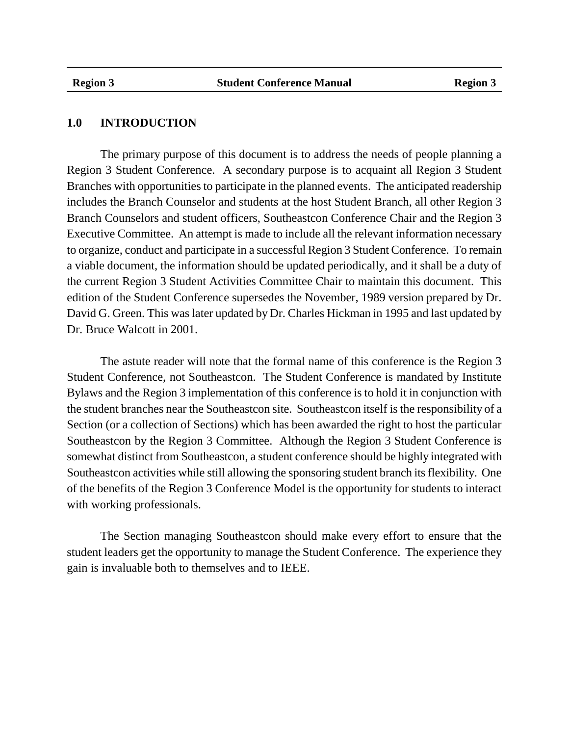## 1.0 INTRODUCTION

The primary purpose of this document is to address the needs of people planning a Region 3 Student Conference. A secondary purpose is to acquaint all Region 3 Student Branches with opportunities to participate in the planned events. The anticipated readership includes the Branch Counselor and students at the host Student Branch, all other Region 3 Branch Counselors and student officers, Southeastcon Conference Chair and the Region 3 Executive Committee. An attempt is made to include all the relevant information necessary to organize, conduct and participate in a successful Region 3 Student Conference. To remain a viable document, the information should be updated periodically, and it shall be a duty of the current Region 3 Student Activities Committee Chair to maintain this document. This edition of the Student Conference supersedes the November, 1989 version prepared by Dr. David G. Green. This was later updated by Dr. Charles Hickman in 1995 and last updated by Dr. Bruce Walcott in 2001.

The astute reader will note that the formal name of this conference is the Region 3 Student Conference, not Southeastcon. The Student Conference is mandated by Institute Bylaws and the Region 3 implementation of this conference is to hold it in conjunction with the student branches near the Southeastcon site. Southeastcon itself is the responsibility of a Section (or a collection of Sections) which has been awarded the right to host the particular Southeastcon by the Region 3 Committee. Although the Region 3 Student Conference is somewhat distinct from Southeastcon, a student conference should be highly integrated with Southeastcon activities while still allowing the sponsoring student branch its flexibility. One of the benefits of the Region 3 Conference Model is the opportunity for students to interact with working professionals.

The Section managing Southeastcon should make every effort to ensure that the student leaders get the opportunity to manage the Student Conference. The experience they gain is invaluable both to themselves and to IEEE.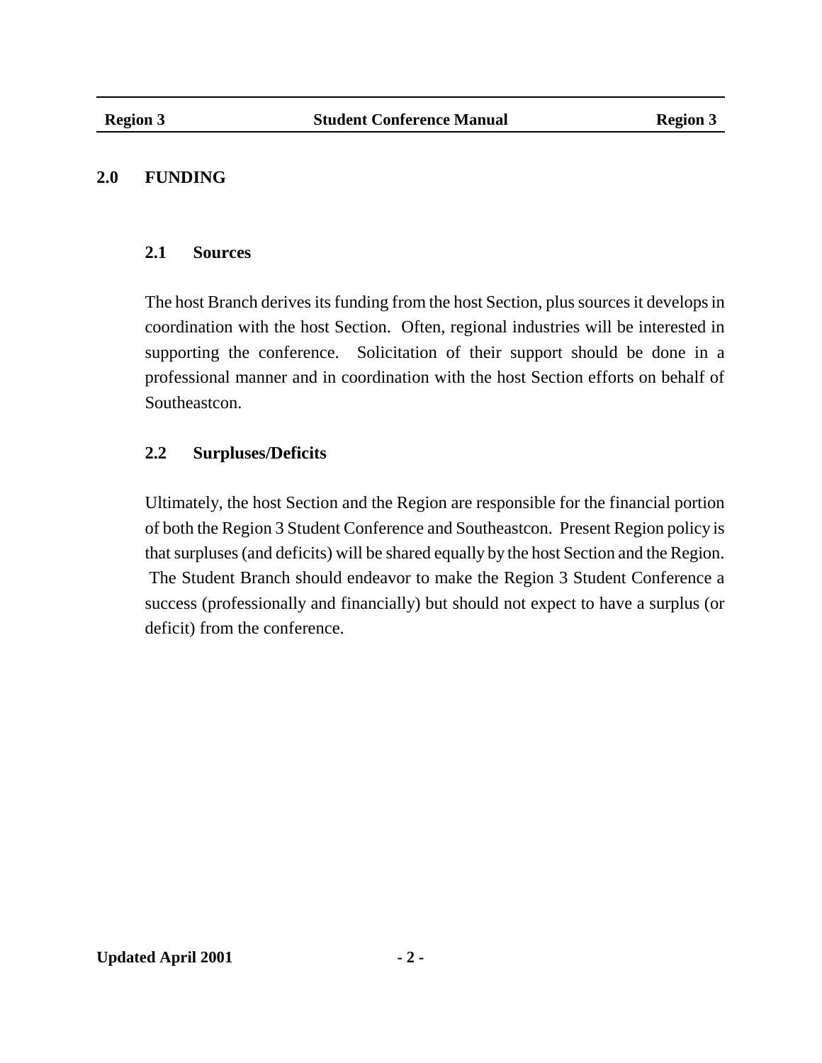# 2.0 FUNDING

## 2.1 Sources

The host Branch derives its funding from the host Section, plus sources it develops in coordination with the host Section. Often, regional industries will be interested in supporting the conference. Solicitation of their support should be done in a professional manner and in coordination with the host Section efforts on behalf of Southeastcon.

## 2.2 Surpluses/Deficits

Ultimately, the host Section and the Region are responsible for the financial portion of both the Region 3 Student Conference and Southeastcon. Present Region policy is that surpluses (and deficits) will be shared equally by the host Section and the Region. The Student Branch should endeavor to make the Region 3 Student Conference a success (professionally and financially) but should not expect to have a surplus (or deficit) from the conference.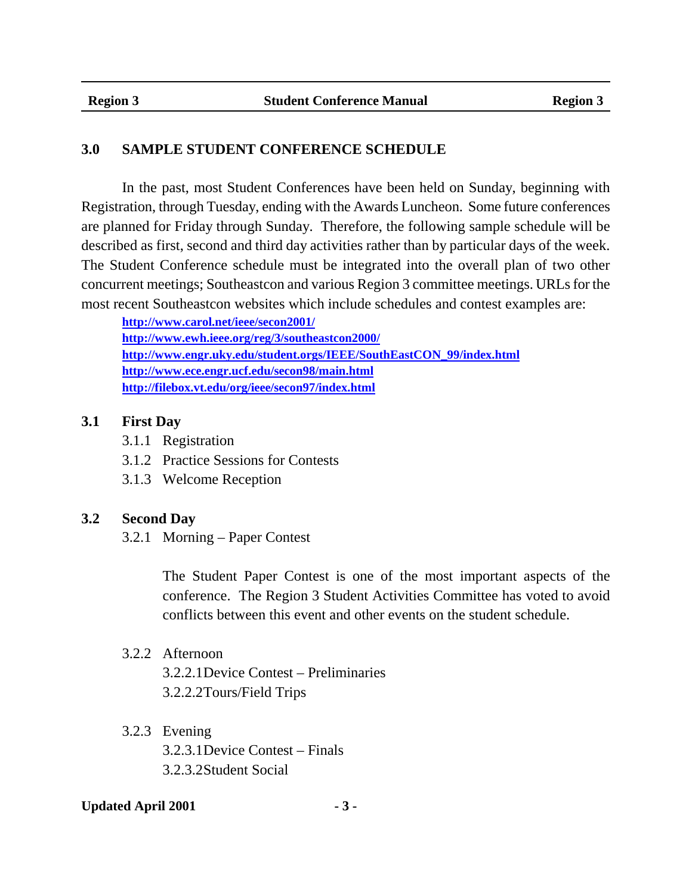## 3.0 SAMPLE STUDENT CONFERENCE SCHEDULE

In the past, most Student Conferences have been held on Sunday, beginning with Registration, through Tuesday, ending with the Awards Luncheon. Some future conferences are planned for Friday through Sunday. Therefore, the following sample schedule will be described as first, second and third day activities rather than by particular days of the week. The Student Conference schedule must be integrated into the overall plan of two other concurrent meetings; Southeastcon and various Region 3 committee meetings. URLs for the most recent Southeastcon websites which include schedules and contest examples are:

**http://www.carol.net/ieee/secon2001/**
**http://www.ewh.ieee.org/reg/3/southeastcon2000/**
**http://www.engr.uky.edu/student.orgs/IEEE/SouthEastCON_99/index.html**
**http://www.ece.engr.ucf.edu/secon98/main.html**
**http://filebox.vt.edu/org/ieee/secon97/index.html**

### 3.1 First Day

3.1.1 Registration

3.1.2 Practice Sessions for Contests

3.1.3 Welcome Reception

### 3.2 Second Day

3.2.1 Morning – Paper Contest

The Student Paper Contest is one of the most important aspects of the conference. The Region 3 Student Activities Committee has voted to avoid conflicts between this event and other events on the student schedule.

3.2.2 Afternoon

3.2.2.1 Device Contest – Preliminaries

3.2.2.2 Tours/Field Trips

3.2.3 Evening

3.2.3.1 Device Contest – Finals

3.2.3.2 Student Social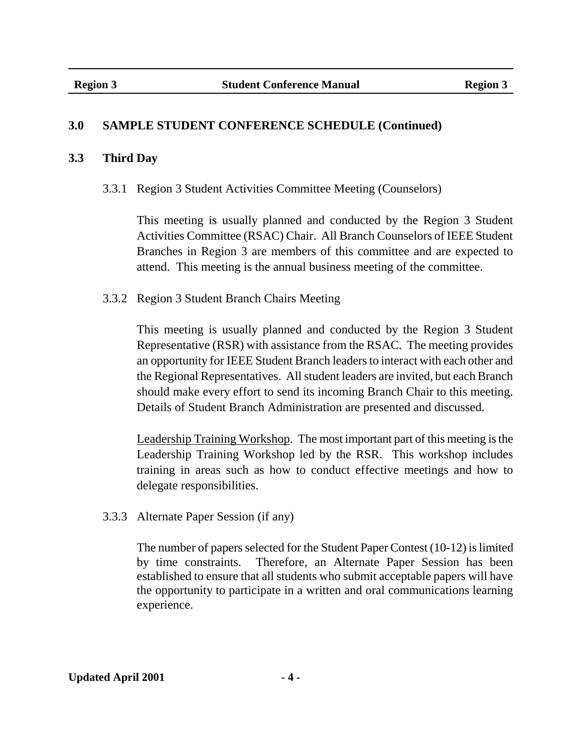## 3.0 SAMPLE STUDENT CONFERENCE SCHEDULE (Continued)

### 3.3 Third Day

#### 3.3.1 Region 3 Student Activities Committee Meeting (Counselors)

This meeting is usually planned and conducted by the Region 3 Student Activities Committee (RSAC) Chair. All Branch Counselors of IEEE Student Branches in Region 3 are members of this committee and are expected to attend. This meeting is the annual business meeting of the committee.

#### 3.3.2 Region 3 Student Branch Chairs Meeting

This meeting is usually planned and conducted by the Region 3 Student Representative (RSR) with assistance from the RSAC. The meeting provides an opportunity for IEEE Student Branch leaders to interact with each other and the Regional Representatives. All student leaders are invited, but each Branch should make every effort to send its incoming Branch Chair to this meeting. Details of Student Branch Administration are presented and discussed.

<u>Leadership Training Workshop</u>. The most important part of this meeting is the Leadership Training Workshop led by the RSR. This workshop includes training in areas such as how to conduct effective meetings and how to delegate responsibilities.

#### 3.3.3 Alternate Paper Session (if any)

The number of papers selected for the Student Paper Contest (10-12) is limited by time constraints. Therefore, an Alternate Paper Session has been established to ensure that all students who submit acceptable papers will have the opportunity to participate in a written and oral communications learning experience.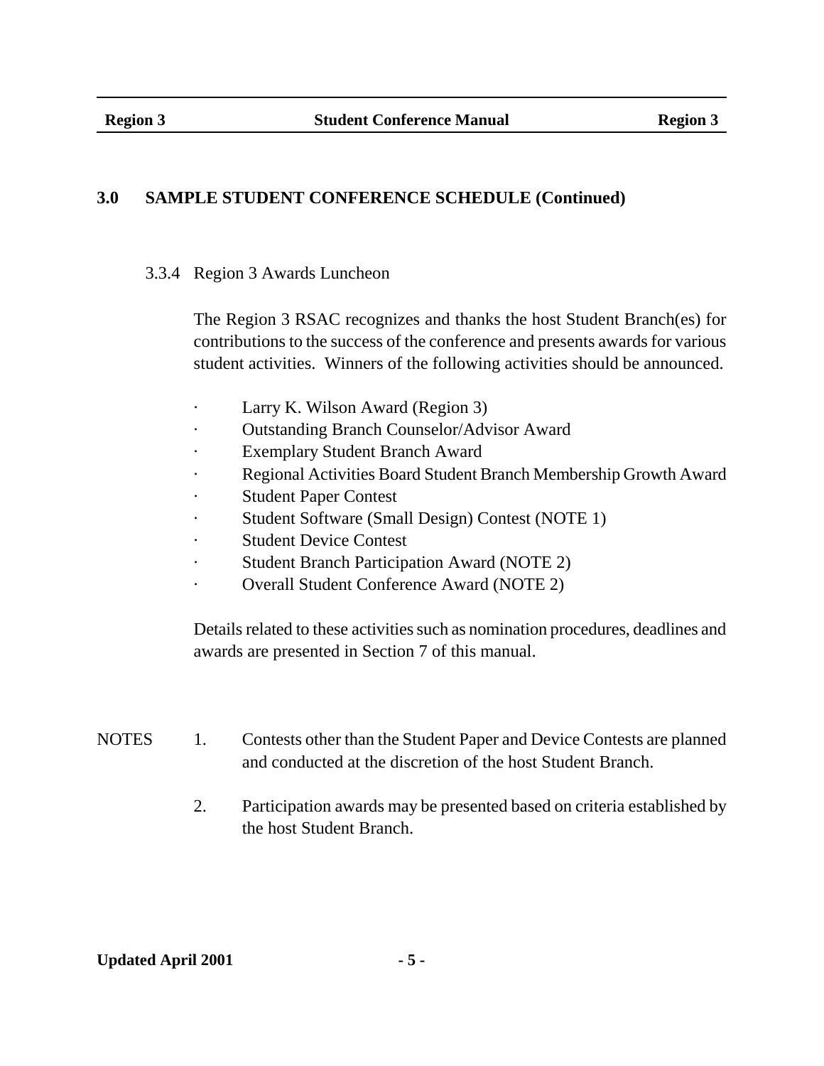## 3.0 SAMPLE STUDENT CONFERENCE SCHEDULE (Continued)

### 3.3.4 Region 3 Awards Luncheon

The Region 3 RSAC recognizes and thanks the host Student Branch(es) for contributions to the success of the conference and presents awards for various student activities. Winners of the following activities should be announced.

- Larry K. Wilson Award (Region 3)
- Outstanding Branch Counselor/Advisor Award
- Exemplary Student Branch Award
- Regional Activities Board Student Branch Membership Growth Award
- Student Paper Contest
- Student Software (Small Design) Contest (NOTE 1)
- Student Device Contest
- Student Branch Participation Award (NOTE 2)
- Overall Student Conference Award (NOTE 2)

Details related to these activities such as nomination procedures, deadlines and awards are presented in Section 7 of this manual.

NOTES

1. Contests other than the Student Paper and Device Contests are planned and conducted at the discretion of the host Student Branch.
2. Participation awards may be presented based on criteria established by the host Student Branch.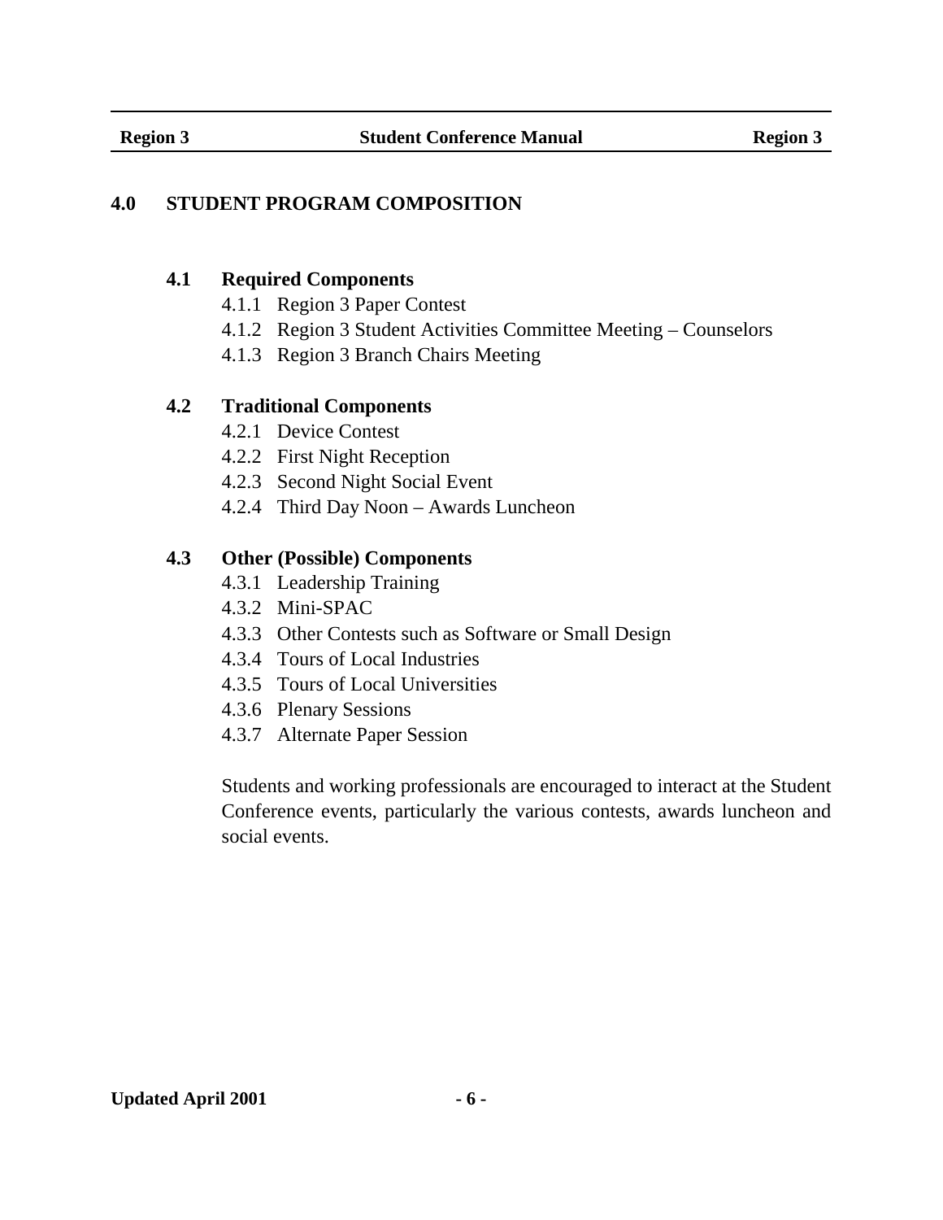# 4.0 STUDENT PROGRAM COMPOSITION

## 4.1 Required Components

- 4.1.1 Region 3 Paper Contest
- 4.1.2 Region 3 Student Activities Committee Meeting – Counselors
- 4.1.3 Region 3 Branch Chairs Meeting

## 4.2 Traditional Components

- 4.2.1 Device Contest
- 4.2.2 First Night Reception
- 4.2.3 Second Night Social Event
- 4.2.4 Third Day Noon – Awards Luncheon

## 4.3 Other (Possible) Components

- 4.3.1 Leadership Training
- 4.3.2 Mini-SPAC
- 4.3.3 Other Contests such as Software or Small Design
- 4.3.4 Tours of Local Industries
- 4.3.5 Tours of Local Universities
- 4.3.6 Plenary Sessions
- 4.3.7 Alternate Paper Session

Students and working professionals are encouraged to interact at the Student Conference events, particularly the various contests, awards luncheon and social events.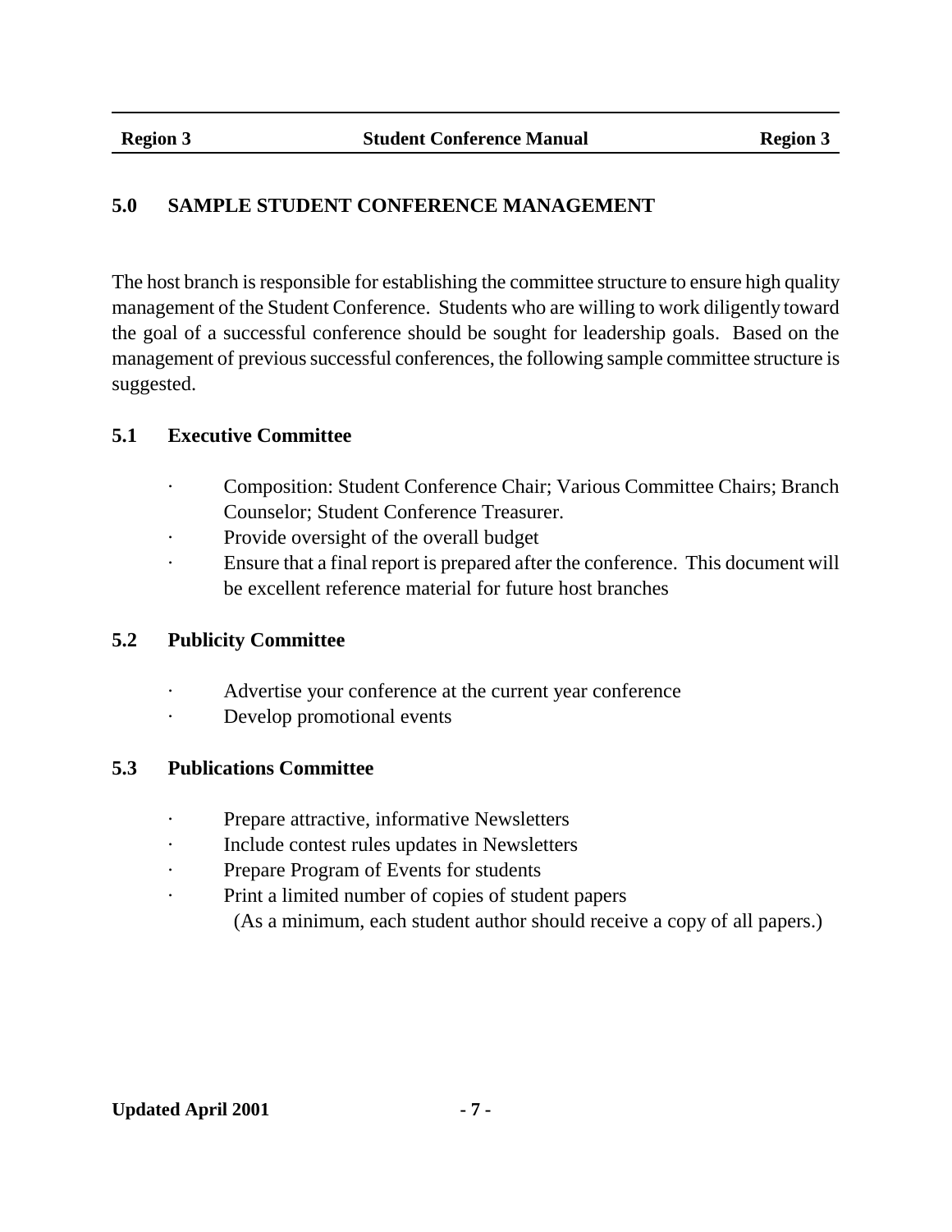## 5.0 SAMPLE STUDENT CONFERENCE MANAGEMENT

The host branch is responsible for establishing the committee structure to ensure high quality management of the Student Conference. Students who are willing to work diligently toward the goal of a successful conference should be sought for leadership goals. Based on the management of previous successful conferences, the following sample committee structure is suggested.

### 5.1 Executive Committee

- Composition: Student Conference Chair; Various Committee Chairs; Branch Counselor; Student Conference Treasurer.
- Provide oversight of the overall budget
- Ensure that a final report is prepared after the conference. This document will be excellent reference material for future host branches

### 5.2 Publicity Committee

- Advertise your conference at the current year conference
- Develop promotional events

### 5.3 Publications Committee

- Prepare attractive, informative Newsletters
- Include contest rules updates in Newsletters
- Prepare Program of Events for students
- Print a limited number of copies of student papers
  (As a minimum, each student author should receive a copy of all papers.)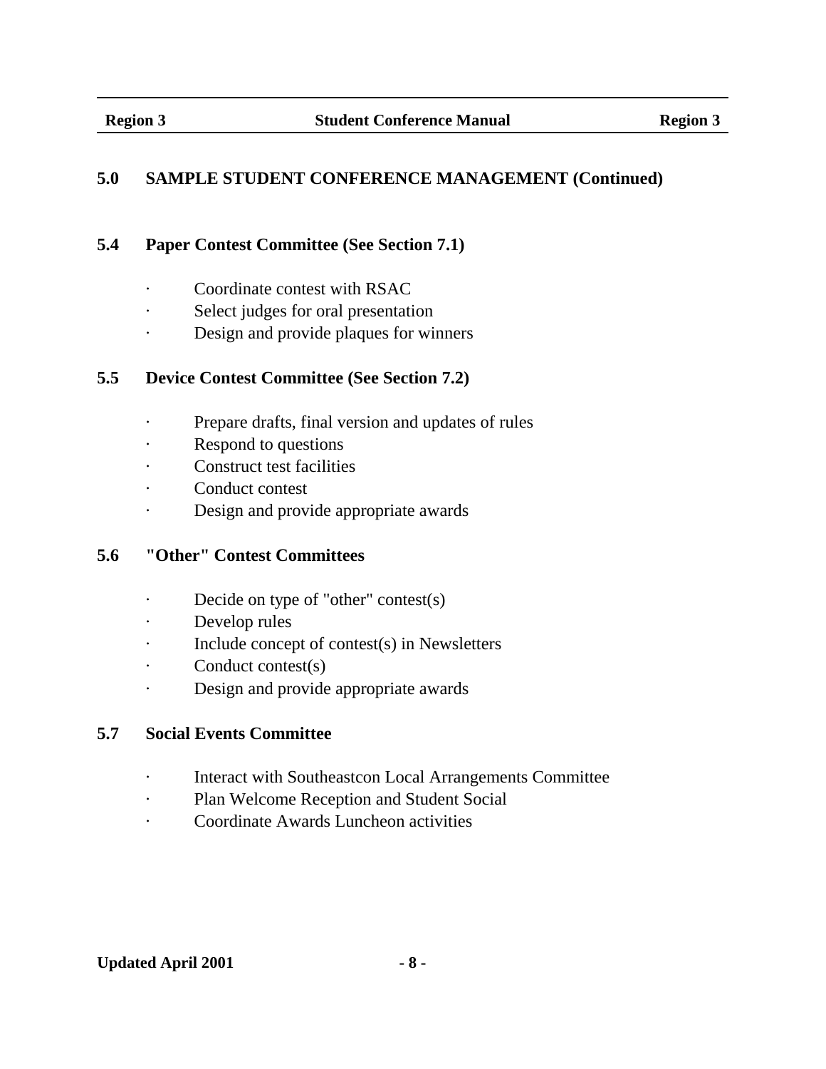## 5.0 SAMPLE STUDENT CONFERENCE MANAGEMENT (Continued)

### 5.4 Paper Contest Committee (See Section 7.1)

- Coordinate contest with RSAC
- Select judges for oral presentation
- Design and provide plaques for winners

### 5.5 Device Contest Committee (See Section 7.2)

- Prepare drafts, final version and updates of rules
- Respond to questions
- Construct test facilities
- Conduct contest
- Design and provide appropriate awards

### 5.6 "Other" Contest Committees

- Decide on type of "other" contest(s)
- Develop rules
- Include concept of contest(s) in Newsletters
- Conduct contest(s)
- Design and provide appropriate awards

### 5.7 Social Events Committee

- Interact with Southeastcon Local Arrangements Committee
- Plan Welcome Reception and Student Social
- Coordinate Awards Luncheon activities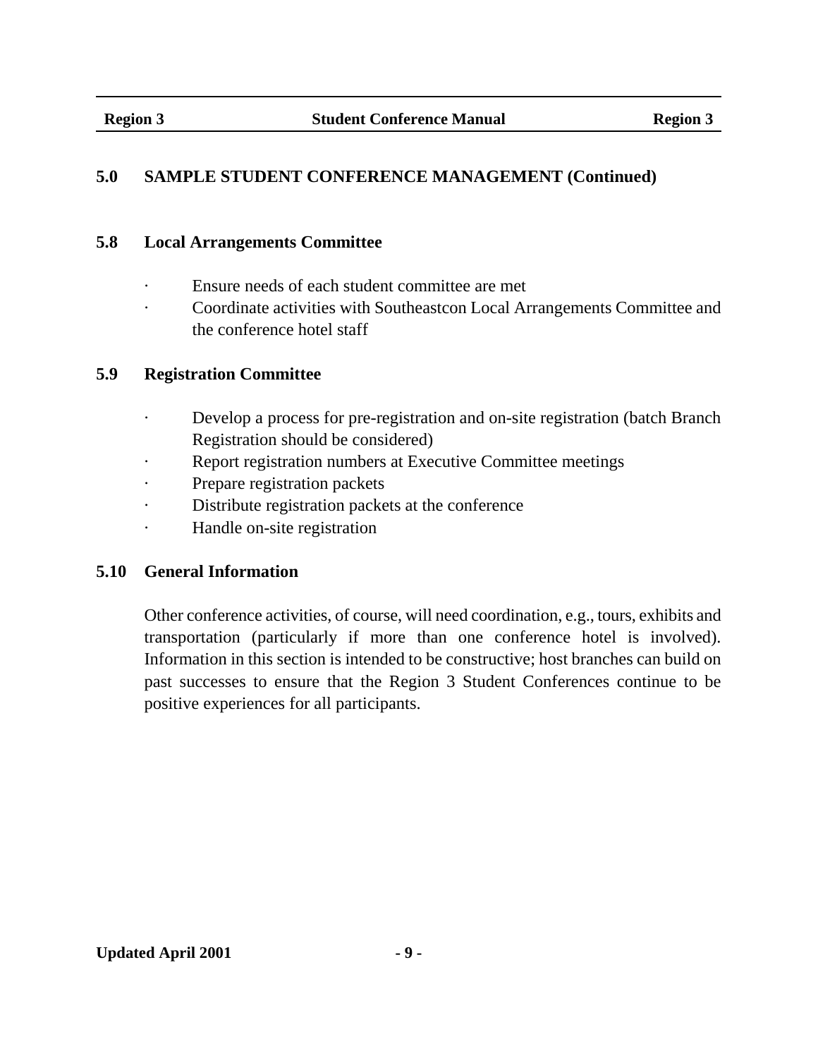## 5.0 SAMPLE STUDENT CONFERENCE MANAGEMENT (Continued)

### 5.8 Local Arrangements Committee

- Ensure needs of each student committee are met
- Coordinate activities with Southeastcon Local Arrangements Committee and the conference hotel staff

### 5.9 Registration Committee

- Develop a process for pre-registration and on-site registration (batch Branch Registration should be considered)
- Report registration numbers at Executive Committee meetings
- Prepare registration packets
- Distribute registration packets at the conference
- Handle on-site registration

### 5.10 General Information

Other conference activities, of course, will need coordination, e.g., tours, exhibits and transportation (particularly if more than one conference hotel is involved). Information in this section is intended to be constructive; host branches can build on past successes to ensure that the Region 3 Student Conferences continue to be positive experiences for all participants.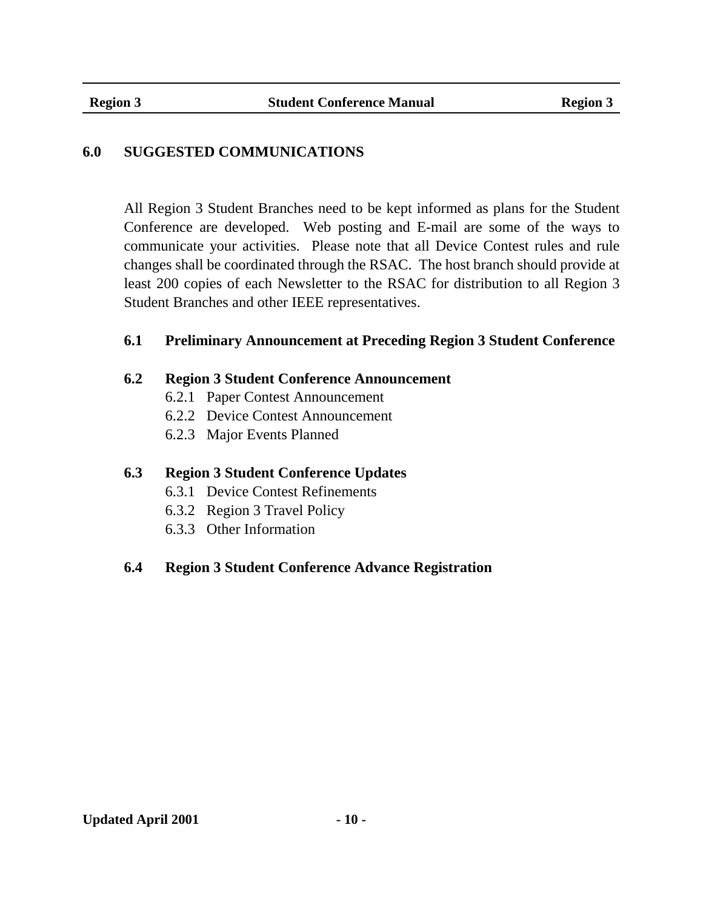## 6.0 SUGGESTED COMMUNICATIONS

All Region 3 Student Branches need to be kept informed as plans for the Student Conference are developed. Web posting and E-mail are some of the ways to communicate your activities. Please note that all Device Contest rules and rule changes shall be coordinated through the RSAC. The host branch should provide at least 200 copies of each Newsletter to the RSAC for distribution to all Region 3 Student Branches and other IEEE representatives.

### 6.1 Preliminary Announcement at Preceding Region 3 Student Conference

### 6.2 Region 3 Student Conference Announcement

6.2.1 Paper Contest Announcement
6.2.2 Device Contest Announcement
6.2.3 Major Events Planned

### 6.3 Region 3 Student Conference Updates

6.3.1 Device Contest Refinements
6.3.2 Region 3 Travel Policy
6.3.3 Other Information

### 6.4 Region 3 Student Conference Advance Registration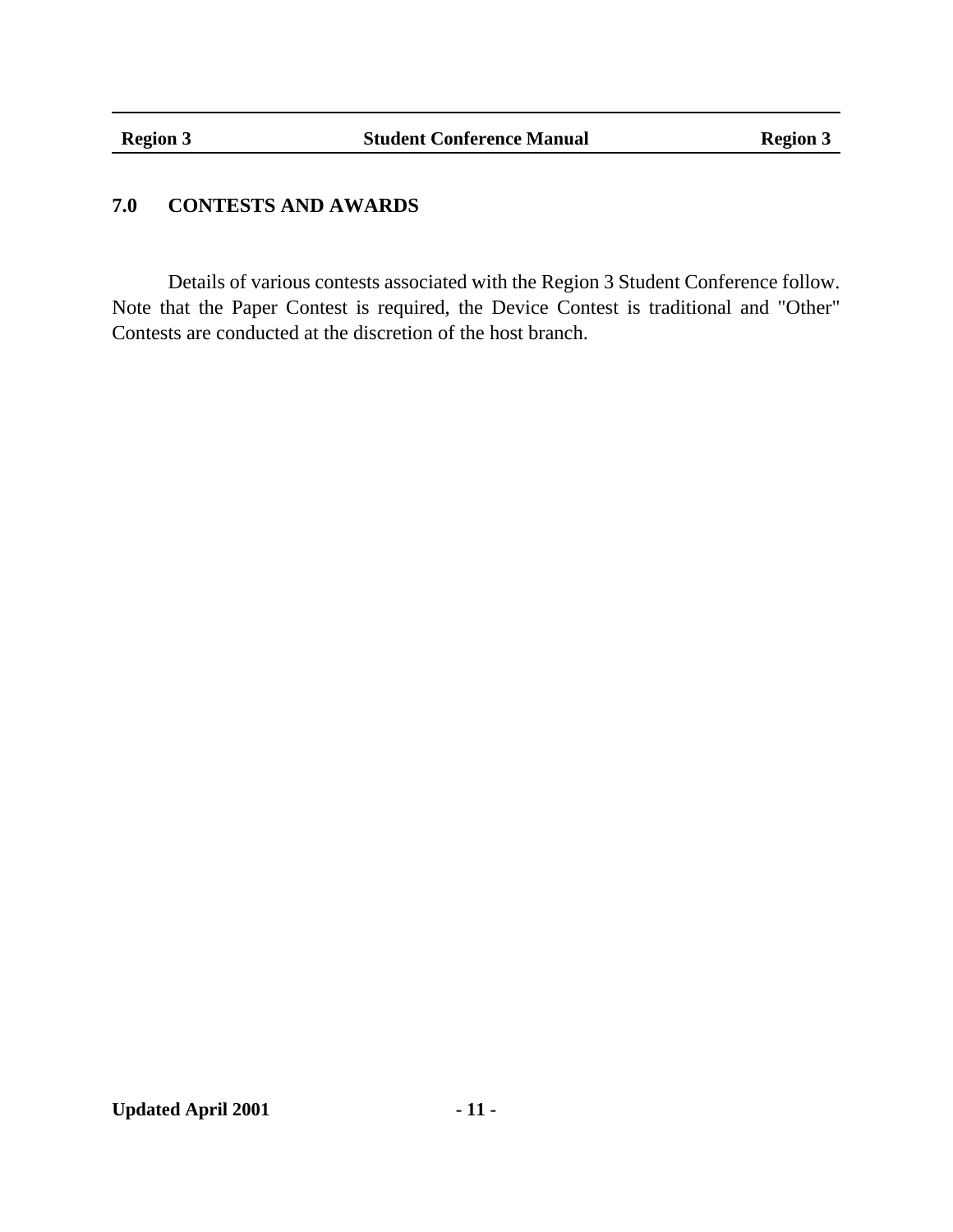## 7.0 CONTESTS AND AWARDS

Details of various contests associated with the Region 3 Student Conference follow. Note that the Paper Contest is required, the Device Contest is traditional and "Other" Contests are conducted at the discretion of the host branch.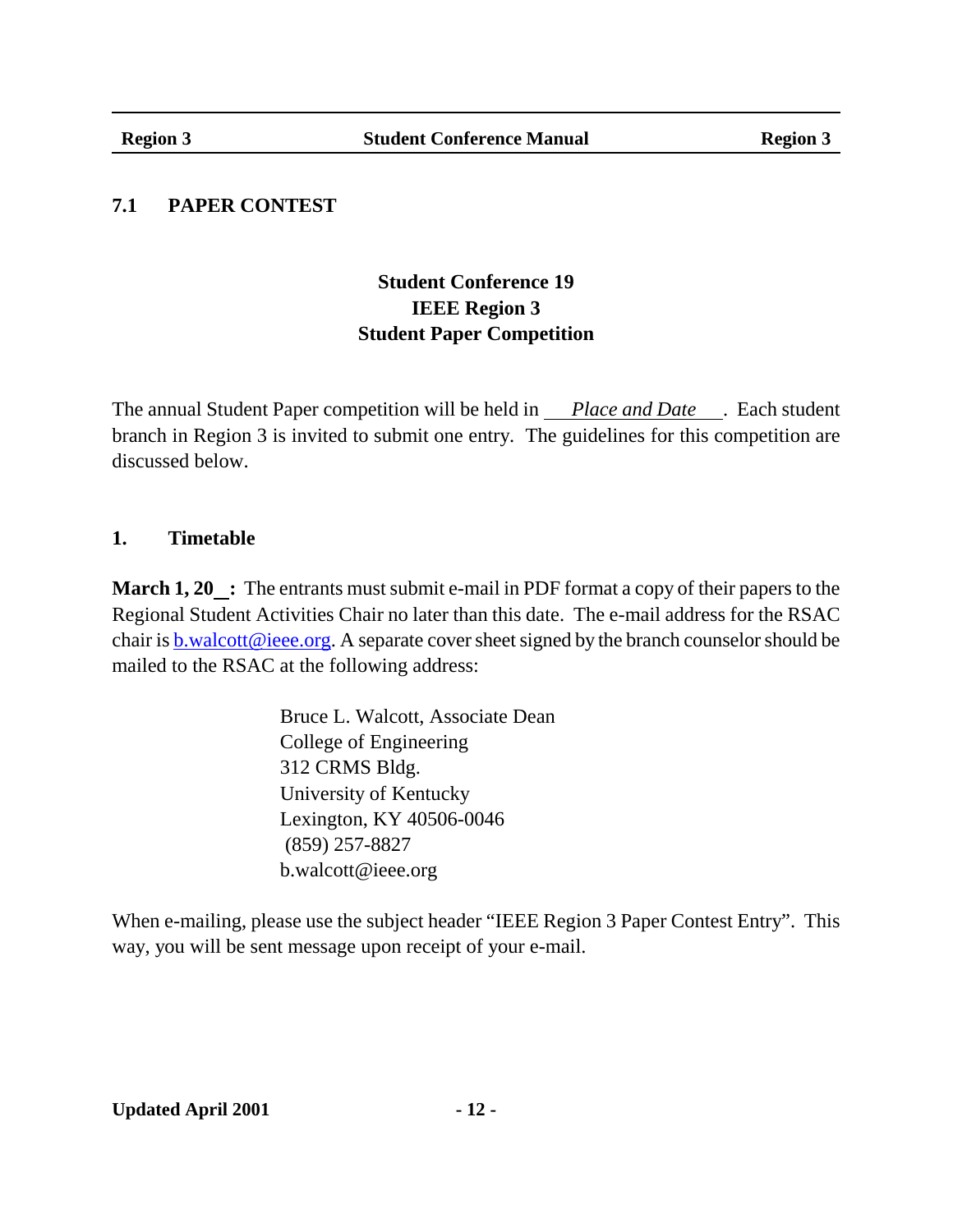## 7.1 PAPER CONTEST

**Student Conference 19**
**IEEE Region 3**
**Student Paper Competition**

The annual Student Paper competition will be held in *Place and Date*. Each student branch in Region 3 is invited to submit one entry. The guidelines for this competition are discussed below.

### 1. Timetable

**March 1, 20__:** The entrants must submit e-mail in PDF format a copy of their papers to the Regional Student Activities Chair no later than this date. The e-mail address for the RSAC chair is b.walcott@ieee.org. A separate cover sheet signed by the branch counselor should be mailed to the RSAC at the following address:

Bruce L. Walcott, Associate Dean
College of Engineering
312 CRMS Bldg.
University of Kentucky
Lexington, KY 40506-0046
(859) 257-8827
b.walcott@ieee.org

When e-mailing, please use the subject header "IEEE Region 3 Paper Contest Entry". This way, you will be sent message upon receipt of your e-mail.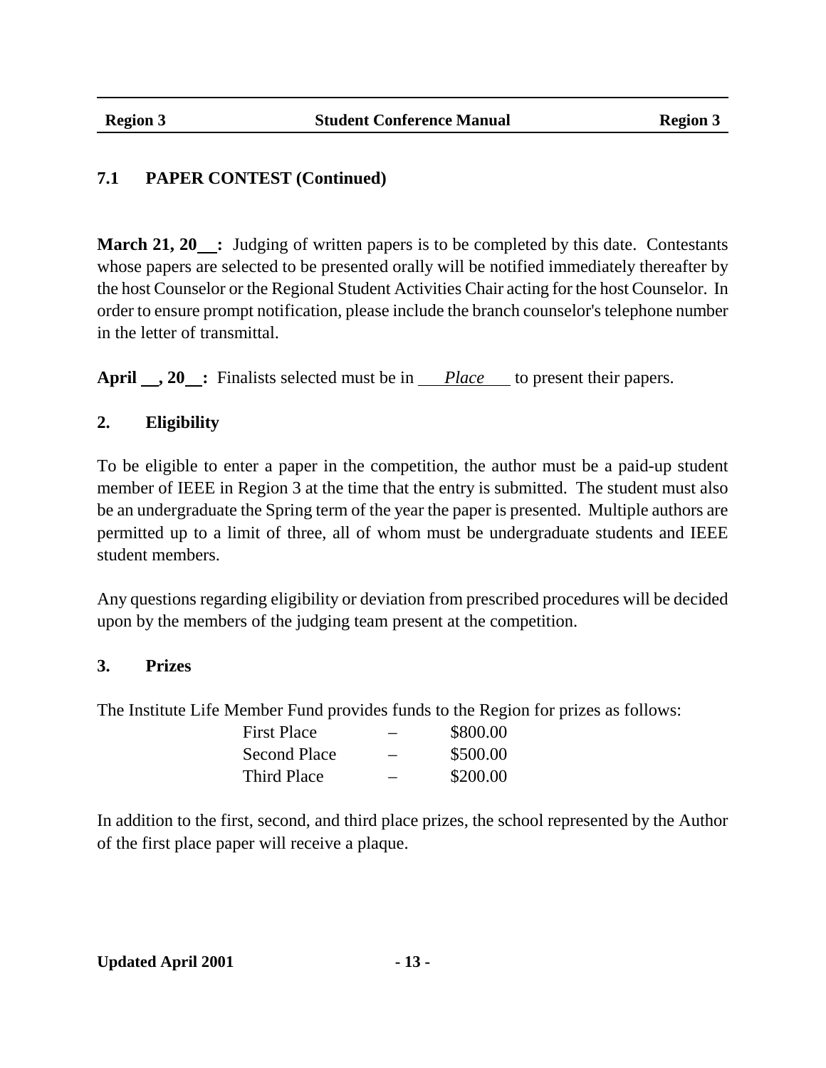## 7.1 PAPER CONTEST (Continued)

**March 21, 20\_\_:** Judging of written papers is to be completed by this date. Contestants whose papers are selected to be presented orally will be notified immediately thereafter by the host Counselor or the Regional Student Activities Chair acting for the host Counselor. In order to ensure prompt notification, please include the branch counselor's telephone number in the letter of transmittal.

**April \_\_, 20\_\_:** Finalists selected must be in ___*Place*___ to present their papers.

### 2. Eligibility

To be eligible to enter a paper in the competition, the author must be a paid-up student member of IEEE in Region 3 at the time that the entry is submitted. The student must also be an undergraduate the Spring term of the year the paper is presented. Multiple authors are permitted up to a limit of three, all of whom must be undergraduate students and IEEE student members.

Any questions regarding eligibility or deviation from prescribed procedures will be decided upon by the members of the judging team present at the competition.

### 3. Prizes

The Institute Life Member Fund provides funds to the Region for prizes as follows:

| | | |
|---|---|---|
| First Place | – | $800.00 |
| Second Place | – | $500.00 |
| Third Place | – | $200.00 |

In addition to the first, second, and third place prizes, the school represented by the Author of the first place paper will receive a plaque.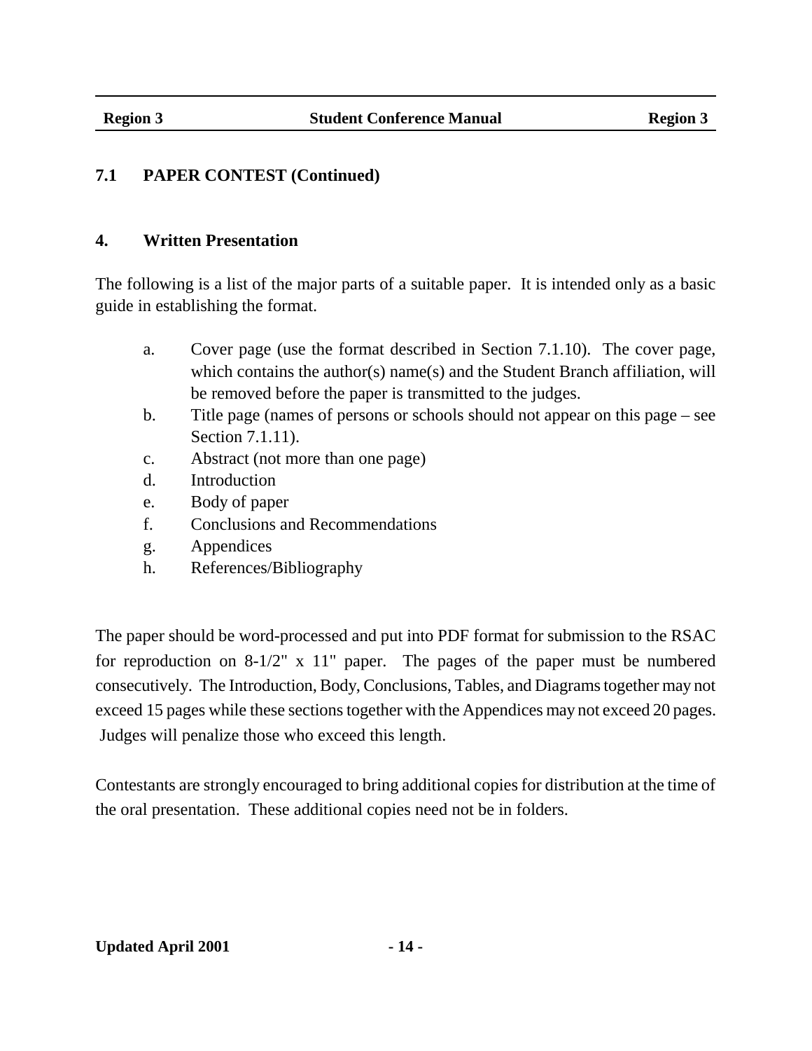## 7.1 PAPER CONTEST (Continued)

### 4. Written Presentation

The following is a list of the major parts of a suitable paper. It is intended only as a basic guide in establishing the format.

a. Cover page (use the format described in Section 7.1.10). The cover page, which contains the author(s) name(s) and the Student Branch affiliation, will be removed before the paper is transmitted to the judges.
b. Title page (names of persons or schools should not appear on this page – see Section 7.1.11).
c. Abstract (not more than one page)
d. Introduction
e. Body of paper
f. Conclusions and Recommendations
g. Appendices
h. References/Bibliography

The paper should be word-processed and put into PDF format for submission to the RSAC for reproduction on 8-1/2" x 11" paper. The pages of the paper must be numbered consecutively. The Introduction, Body, Conclusions, Tables, and Diagrams together may not exceed 15 pages while these sections together with the Appendices may not exceed 20 pages. Judges will penalize those who exceed this length.

Contestants are strongly encouraged to bring additional copies for distribution at the time of the oral presentation. These additional copies need not be in folders.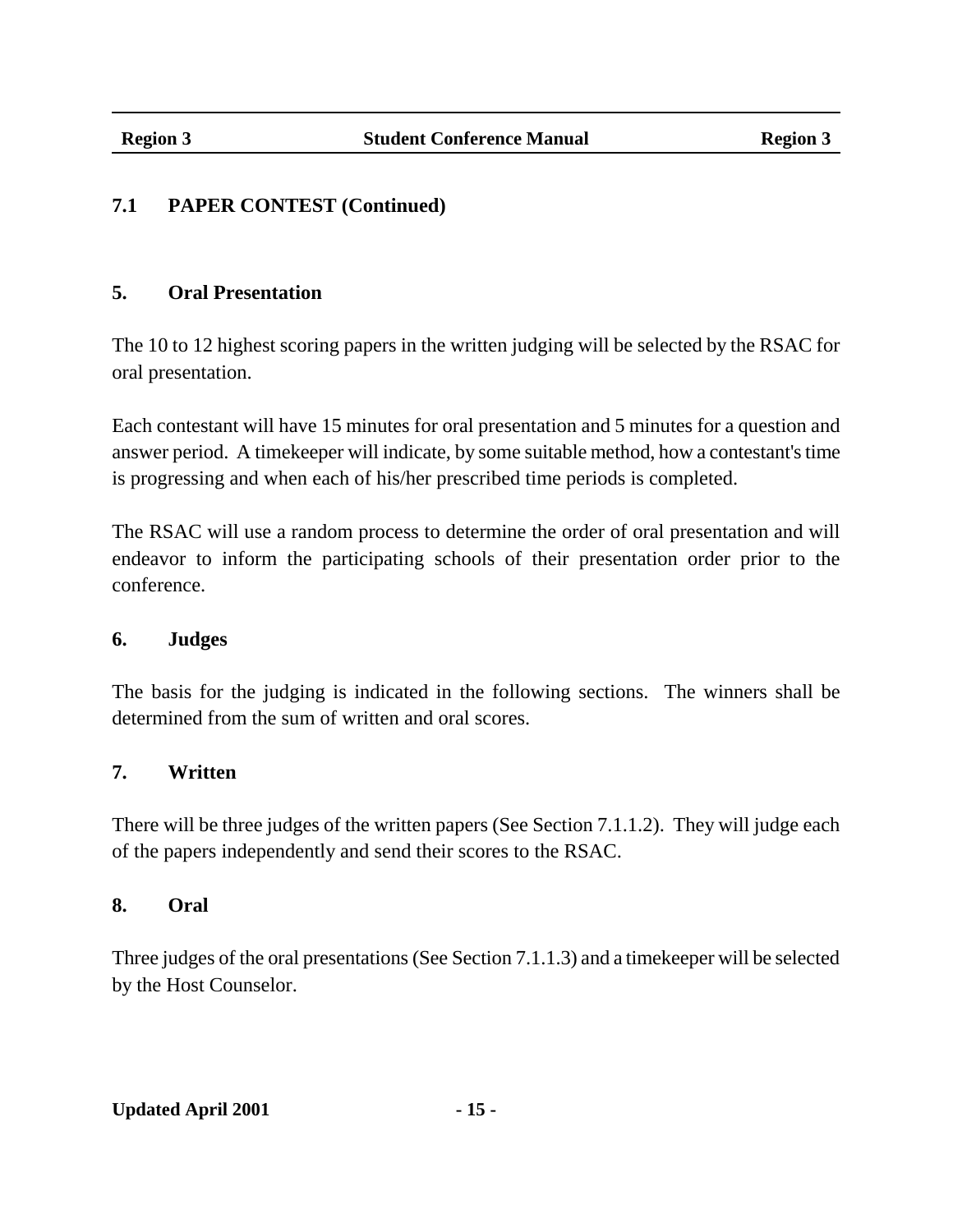## 7.1 PAPER CONTEST (Continued)

### 5. Oral Presentation

The 10 to 12 highest scoring papers in the written judging will be selected by the RSAC for oral presentation.

Each contestant will have 15 minutes for oral presentation and 5 minutes for a question and answer period. A timekeeper will indicate, by some suitable method, how a contestant's time is progressing and when each of his/her prescribed time periods is completed.

The RSAC will use a random process to determine the order of oral presentation and will endeavor to inform the participating schools of their presentation order prior to the conference.

### 6. Judges

The basis for the judging is indicated in the following sections. The winners shall be determined from the sum of written and oral scores.

### 7. Written

There will be three judges of the written papers (See Section 7.1.1.2). They will judge each of the papers independently and send their scores to the RSAC.

### 8. Oral

Three judges of the oral presentations (See Section 7.1.1.3) and a timekeeper will be selected by the Host Counselor.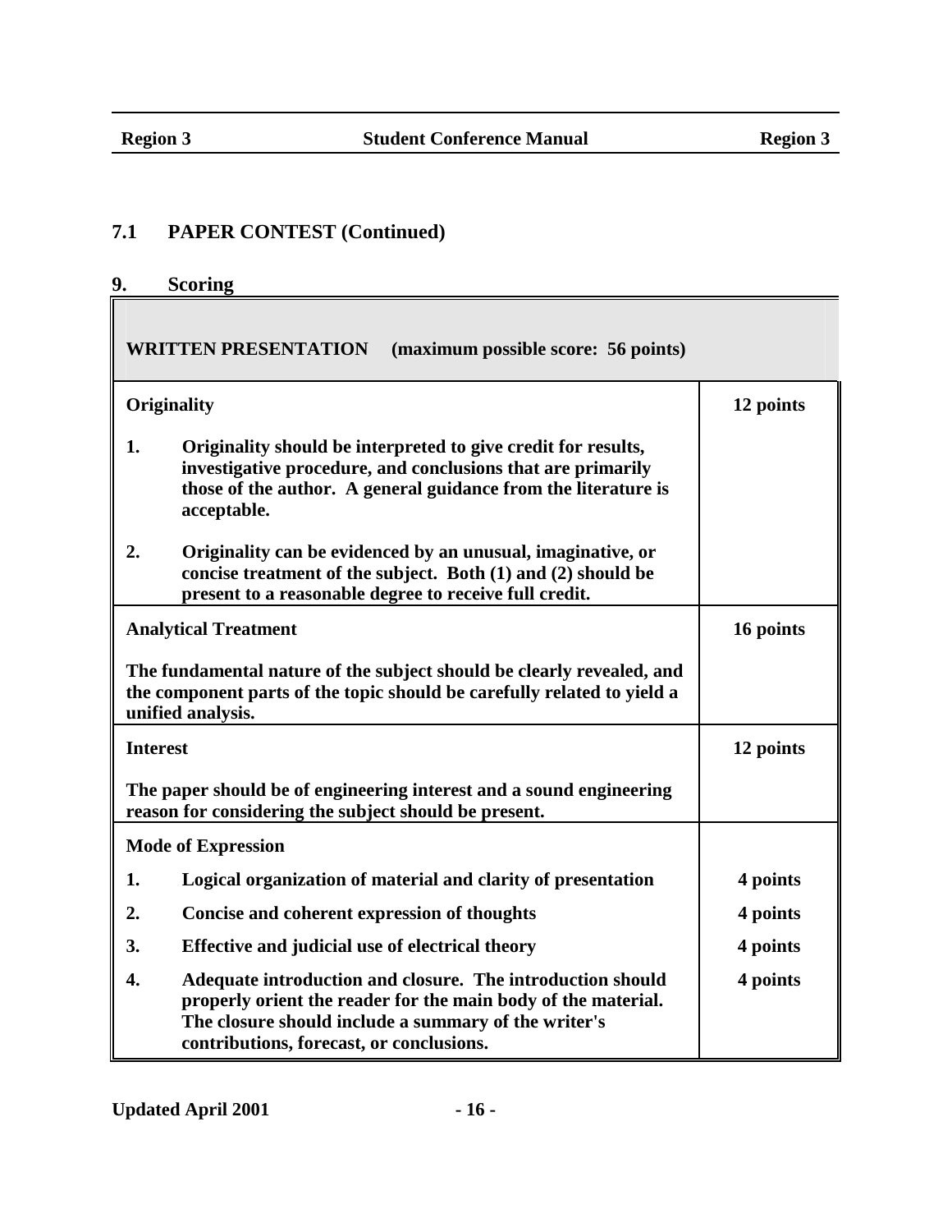## 7.1 PAPER CONTEST (Continued)

### 9. Scoring

| WRITTEN PRESENTATION (maximum possible score: 56 points) | |
|---|---|
| **Originality** | **12 points** |
| 1. Originality should be interpreted to give credit for results, investigative procedure, and conclusions that are primarily those of the author. A general guidance from the literature is acceptable.<br><br>2. Originality can be evidenced by an unusual, imaginative, or concise treatment of the subject. Both (1) and (2) should be present to a reasonable degree to receive full credit. | |
| **Analytical Treatment**<br><br>The fundamental nature of the subject should be clearly revealed, and the component parts of the topic should be carefully related to yield a unified analysis. | **16 points** |
| **Interest**<br><br>The paper should be of engineering interest and a sound engineering reason for considering the subject should be present. | **12 points** |
| **Mode of Expression** | |
| 1. Logical organization of material and clarity of presentation | 4 points |
| 2. Concise and coherent expression of thoughts | 4 points |
| 3. Effective and judicial use of electrical theory | 4 points |
| 4. Adequate introduction and closure. The introduction should properly orient the reader for the main body of the material. The closure should include a summary of the writer's contributions, forecast, or conclusions. | 4 points |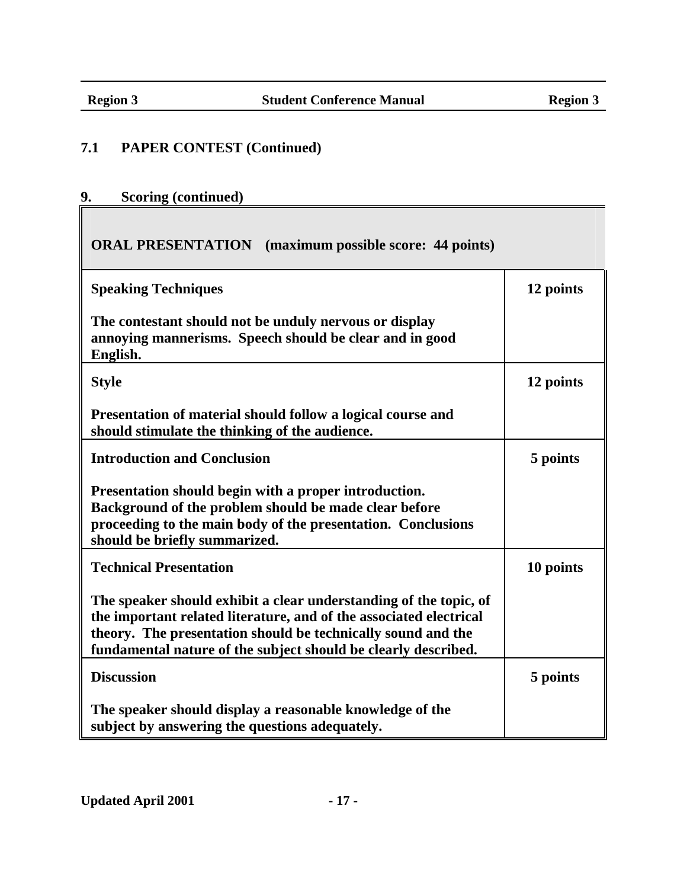## 7.1 PAPER CONTEST (Continued)

### 9. Scoring (continued)

| **ORAL PRESENTATION (maximum possible score: 44 points)** | |
|---|---|
| **Speaking Techniques**<br><br>**The contestant should not be unduly nervous or display annoying mannerisms. Speech should be clear and in good English.** | **12 points** |
| **Style**<br><br>**Presentation of material should follow a logical course and should stimulate the thinking of the audience.** | **12 points** |
| **Introduction and Conclusion**<br><br>**Presentation should begin with a proper introduction. Background of the problem should be made clear before proceeding to the main body of the presentation. Conclusions should be briefly summarized.** | **5 points** |
| **Technical Presentation**<br><br>**The speaker should exhibit a clear understanding of the topic, of the important related literature, and of the associated electrical theory. The presentation should be technically sound and the fundamental nature of the subject should be clearly described.** | **10 points** |
| **Discussion**<br><br>**The speaker should display a reasonable knowledge of the subject by answering the questions adequately.** | **5 points** |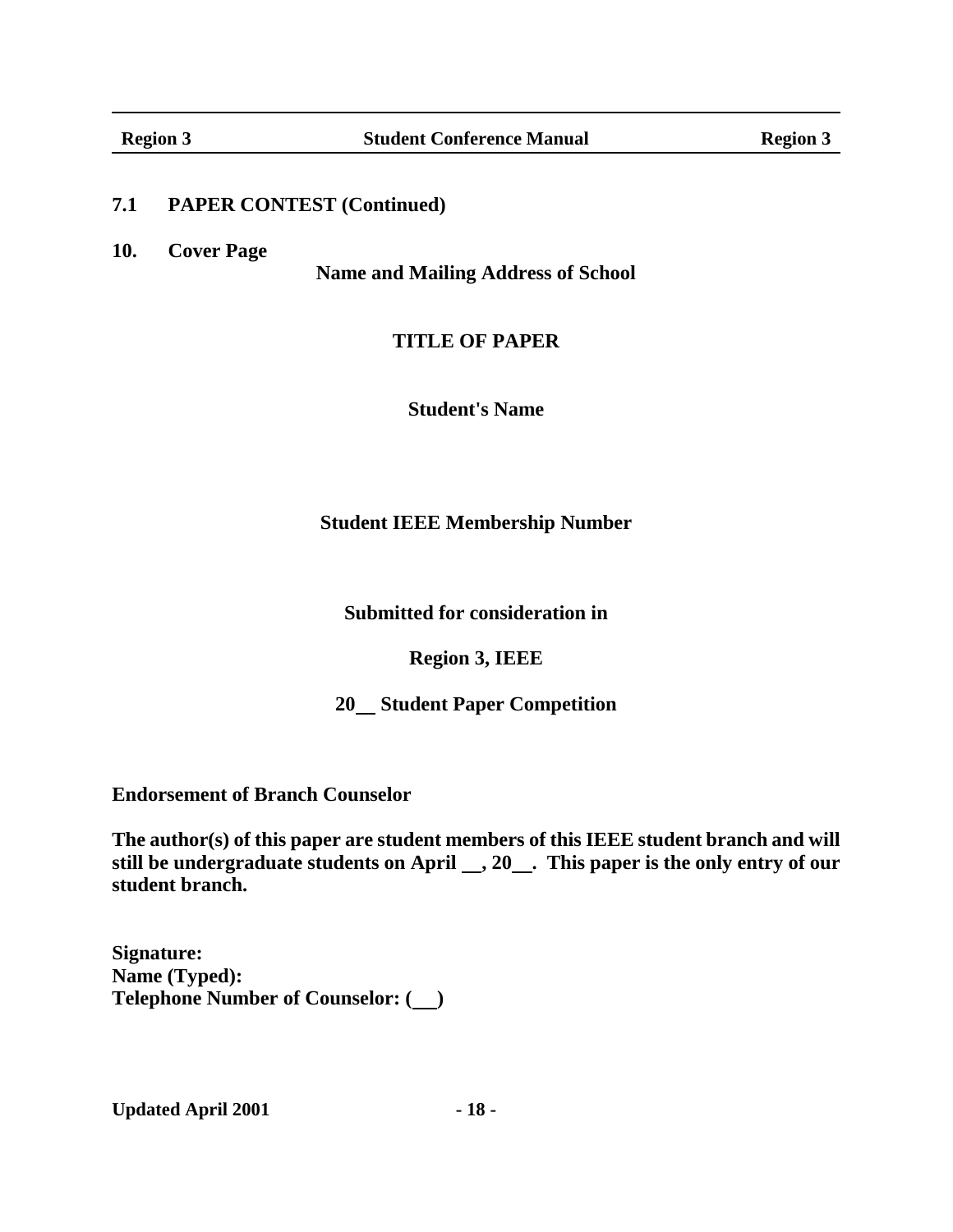## 7.1 PAPER CONTEST (Continued)

### 10. Cover Page

**Name and Mailing Address of School**

**TITLE OF PAPER**

**Student's Name**

**Student IEEE Membership Number**

**Submitted for consideration in**

**Region 3, IEEE**

**20__ Student Paper Competition**

**Endorsement of Branch Counselor**

**The author(s) of this paper are student members of this IEEE student branch and will still be undergraduate students on April __, 20__. This paper is the only entry of our student branch.**

**Signature:**
**Name (Typed):**
**Telephone Number of Counselor: (__)**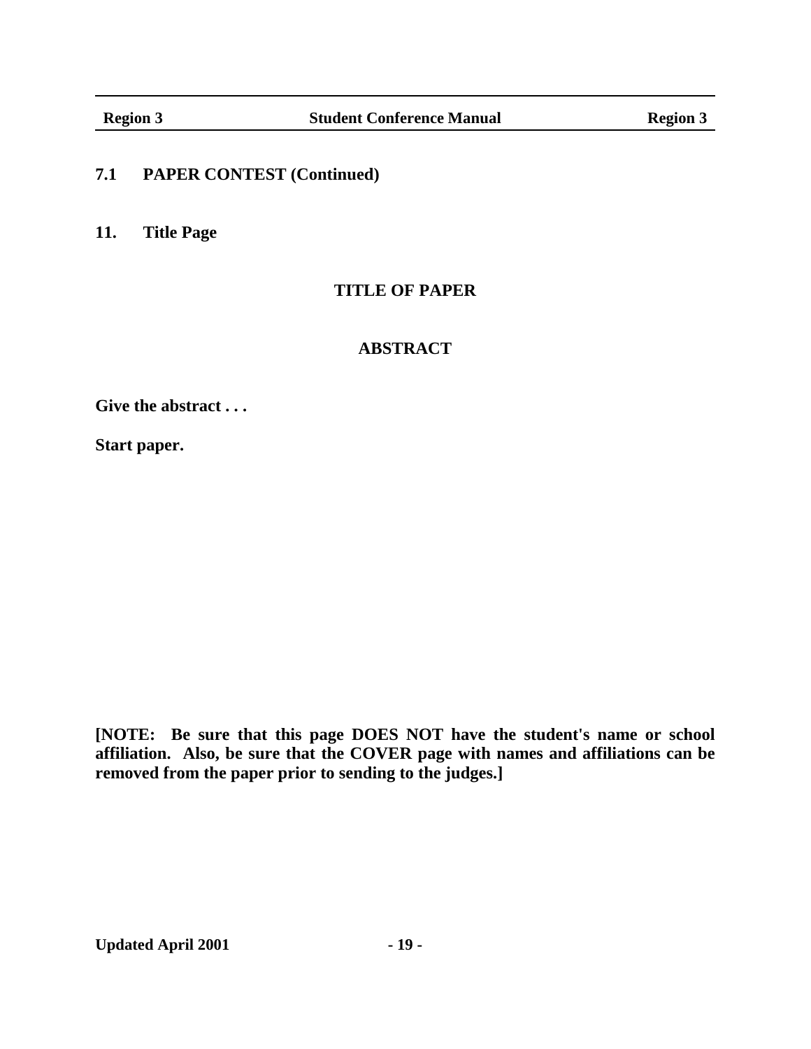## 7.1 PAPER CONTEST (Continued)

### 11. Title Page

**TITLE OF PAPER**

**ABSTRACT**

**Give the abstract . . .**

**Start paper.**

**[NOTE: Be sure that this page DOES NOT have the student's name or school affiliation. Also, be sure that the COVER page with names and affiliations can be removed from the paper prior to sending to the judges.]**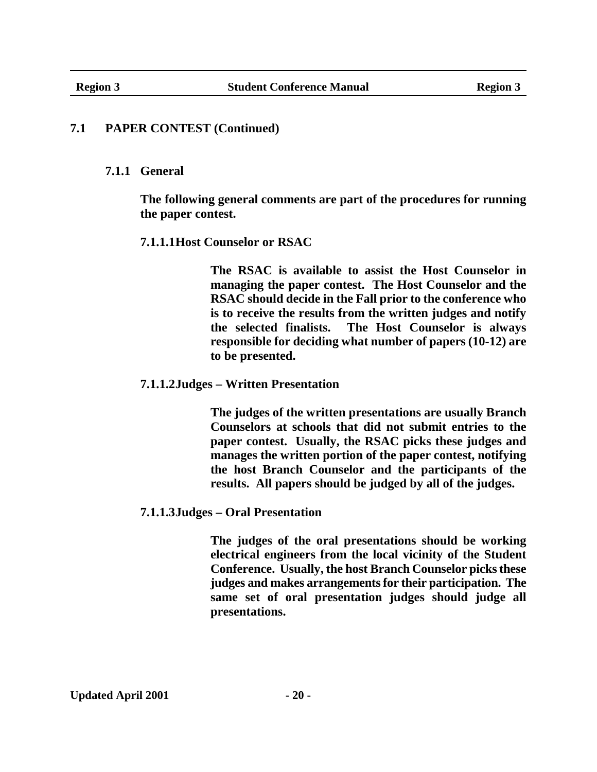## 7.1 PAPER CONTEST (Continued)

### 7.1.1 General

**The following general comments are part of the procedures for running the paper contest.**

#### 7.1.1.1 Host Counselor or RSAC

**The RSAC is available to assist the Host Counselor in managing the paper contest. The Host Counselor and the RSAC should decide in the Fall prior to the conference who is to receive the results from the written judges and notify the selected finalists. The Host Counselor is always responsible for deciding what number of papers (10-12) are to be presented.**

#### 7.1.1.2 Judges – Written Presentation

**The judges of the written presentations are usually Branch Counselors at schools that did not submit entries to the paper contest. Usually, the RSAC picks these judges and manages the written portion of the paper contest, notifying the host Branch Counselor and the participants of the results. All papers should be judged by all of the judges.**

#### 7.1.1.3 Judges – Oral Presentation

**The judges of the oral presentations should be working electrical engineers from the local vicinity of the Student Conference. Usually, the host Branch Counselor picks these judges and makes arrangements for their participation. The same set of oral presentation judges should judge all presentations.**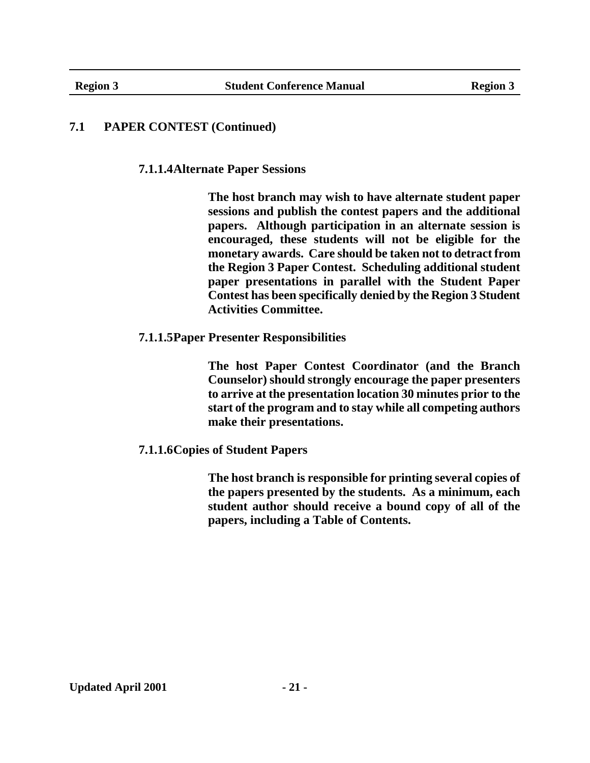## 7.1 PAPER CONTEST (Continued)

### 7.1.1.4 Alternate Paper Sessions

**The host branch may wish to have alternate student paper sessions and publish the contest papers and the additional papers. Although participation in an alternate session is encouraged, these students will not be eligible for the monetary awards. Care should be taken not to detract from the Region 3 Paper Contest. Scheduling additional student paper presentations in parallel with the Student Paper Contest has been specifically denied by the Region 3 Student Activities Committee.**

### 7.1.1.5 Paper Presenter Responsibilities

**The host Paper Contest Coordinator (and the Branch Counselor) should strongly encourage the paper presenters to arrive at the presentation location 30 minutes prior to the start of the program and to stay while all competing authors make their presentations.**

### 7.1.1.6 Copies of Student Papers

**The host branch is responsible for printing several copies of the papers presented by the students. As a minimum, each student author should receive a bound copy of all of the papers, including a Table of Contents.**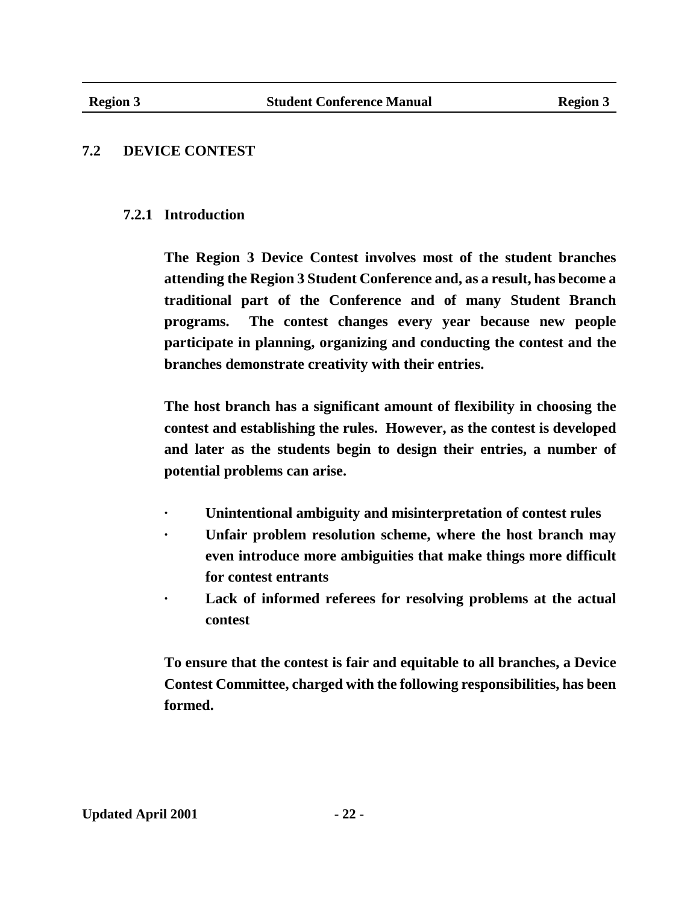## 7.2 DEVICE CONTEST

### 7.2.1 Introduction

**The Region 3 Device Contest involves most of the student branches attending the Region 3 Student Conference and, as a result, has become a traditional part of the Conference and of many Student Branch programs. The contest changes every year because new people participate in planning, organizing and conducting the contest and the branches demonstrate creativity with their entries.**

**The host branch has a significant amount of flexibility in choosing the contest and establishing the rules. However, as the contest is developed and later as the students begin to design their entries, a number of potential problems can arise.**

- **Unintentional ambiguity and misinterpretation of contest rules**
- **Unfair problem resolution scheme, where the host branch may even introduce more ambiguities that make things more difficult for contest entrants**
- **Lack of informed referees for resolving problems at the actual contest**

**To ensure that the contest is fair and equitable to all branches, a Device Contest Committee, charged with the following responsibilities, has been formed.**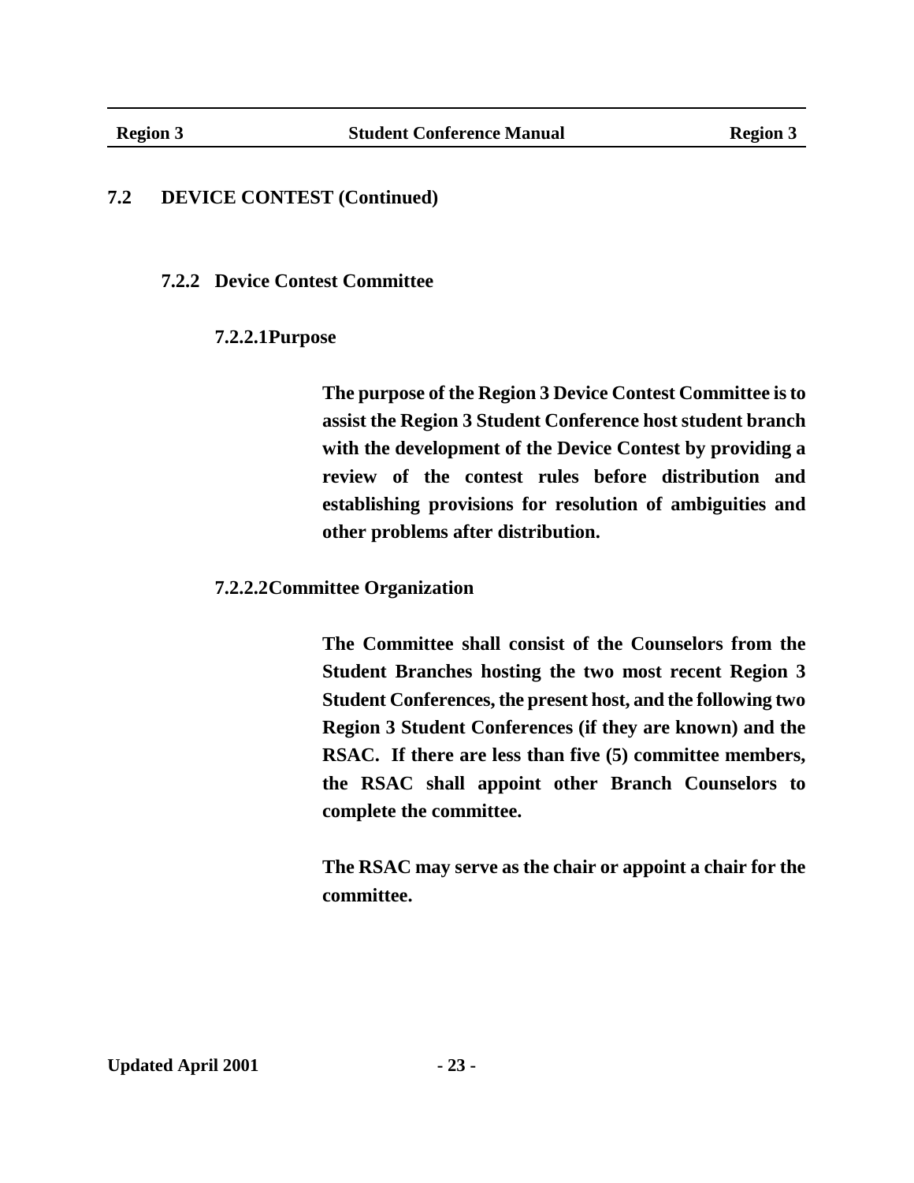## 7.2 DEVICE CONTEST (Continued)

### 7.2.2 Device Contest Committee

#### 7.2.2.1 Purpose

**The purpose of the Region 3 Device Contest Committee is to assist the Region 3 Student Conference host student branch with the development of the Device Contest by providing a review of the contest rules before distribution and establishing provisions for resolution of ambiguities and other problems after distribution.**

#### 7.2.2.2 Committee Organization

**The Committee shall consist of the Counselors from the Student Branches hosting the two most recent Region 3 Student Conferences, the present host, and the following two Region 3 Student Conferences (if they are known) and the RSAC. If there are less than five (5) committee members, the RSAC shall appoint other Branch Counselors to complete the committee.**

**The RSAC may serve as the chair or appoint a chair for the committee.**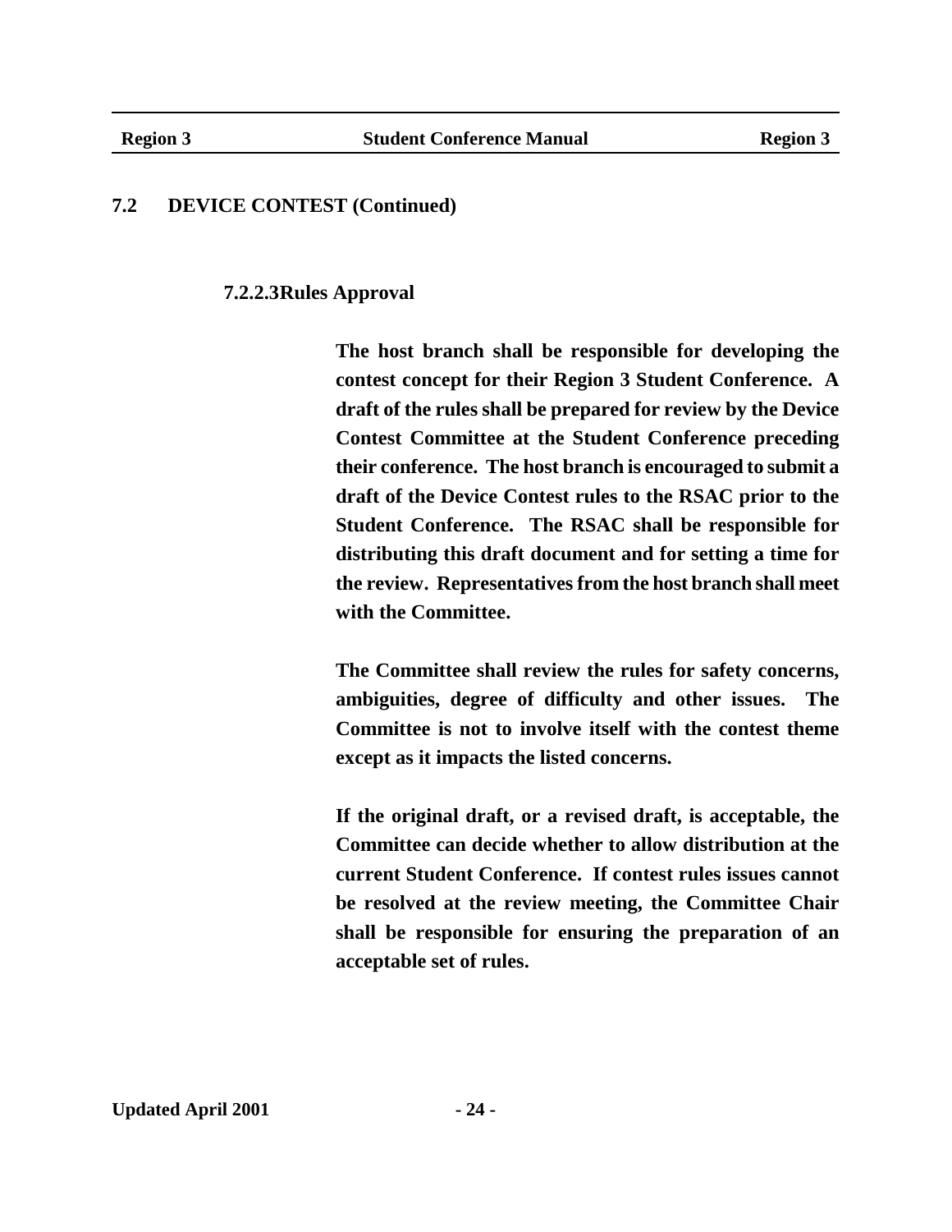## 7.2 DEVICE CONTEST (Continued)

### 7.2.2.3 Rules Approval

**The host branch shall be responsible for developing the contest concept for their Region 3 Student Conference. A draft of the rules shall be prepared for review by the Device Contest Committee at the Student Conference preceding their conference. The host branch is encouraged to submit a draft of the Device Contest rules to the RSAC prior to the Student Conference. The RSAC shall be responsible for distributing this draft document and for setting a time for the review. Representatives from the host branch shall meet with the Committee.**

**The Committee shall review the rules for safety concerns, ambiguities, degree of difficulty and other issues. The Committee is not to involve itself with the contest theme except as it impacts the listed concerns.**

**If the original draft, or a revised draft, is acceptable, the Committee can decide whether to allow distribution at the current Student Conference. If contest rules issues cannot be resolved at the review meeting, the Committee Chair shall be responsible for ensuring the preparation of an acceptable set of rules.**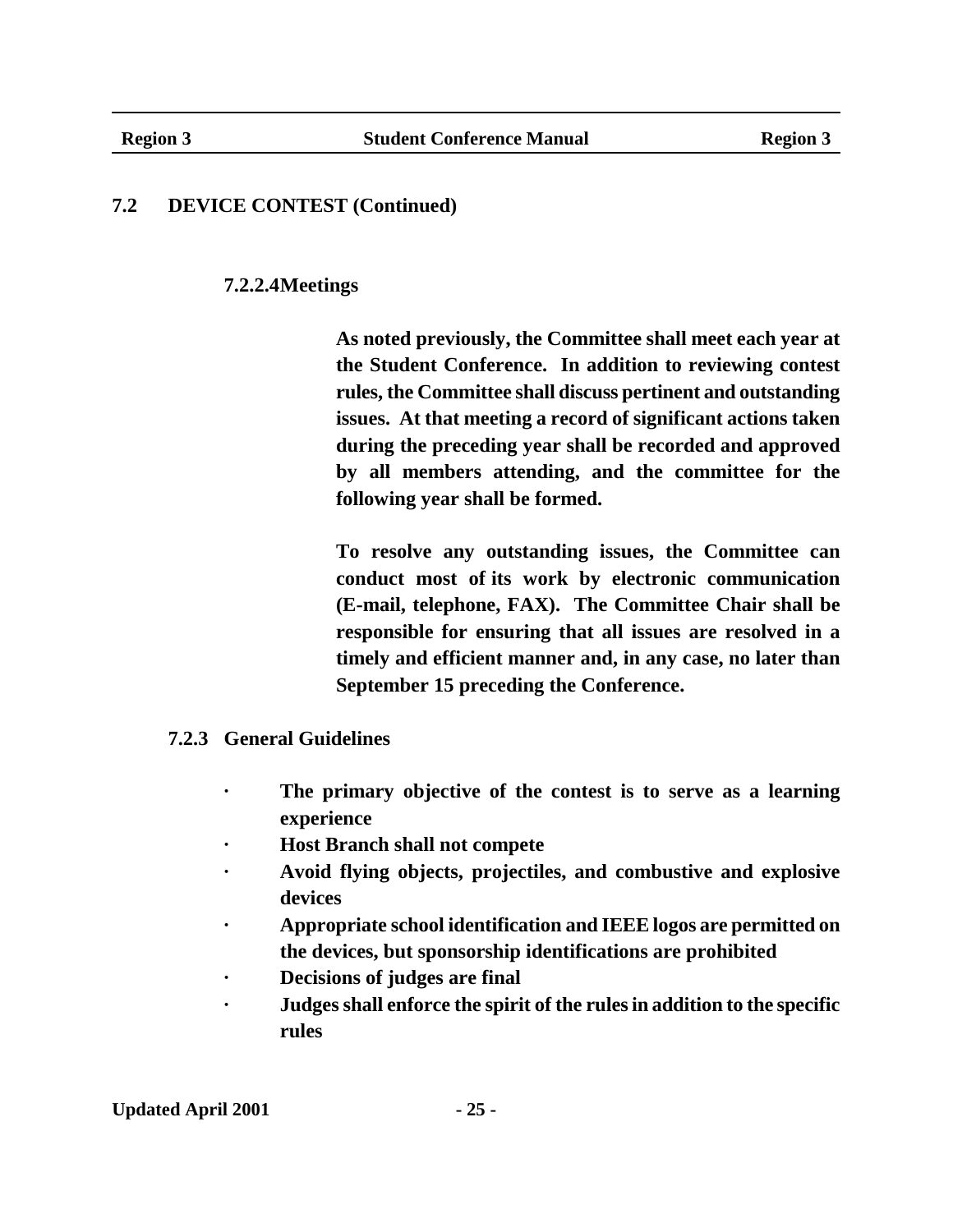## 7.2 DEVICE CONTEST (Continued)

#### 7.2.2.4 Meetings

**As noted previously, the Committee shall meet each year at the Student Conference. In addition to reviewing contest rules, the Committee shall discuss pertinent and outstanding issues. At that meeting a record of significant actions taken during the preceding year shall be recorded and approved by all members attending, and the committee for the following year shall be formed.**

**To resolve any outstanding issues, the Committee can conduct most of its work by electronic communication (E-mail, telephone, FAX). The Committee Chair shall be responsible for ensuring that all issues are resolved in a timely and efficient manner and, in any case, no later than September 15 preceding the Conference.**

### 7.2.3 General Guidelines

- **The primary objective of the contest is to serve as a learning experience**
- **Host Branch shall not compete**
- **Avoid flying objects, projectiles, and combustive and explosive devices**
- **Appropriate school identification and IEEE logos are permitted on the devices, but sponsorship identifications are prohibited**
- **Decisions of judges are final**
- **Judges shall enforce the spirit of the rules in addition to the specific rules**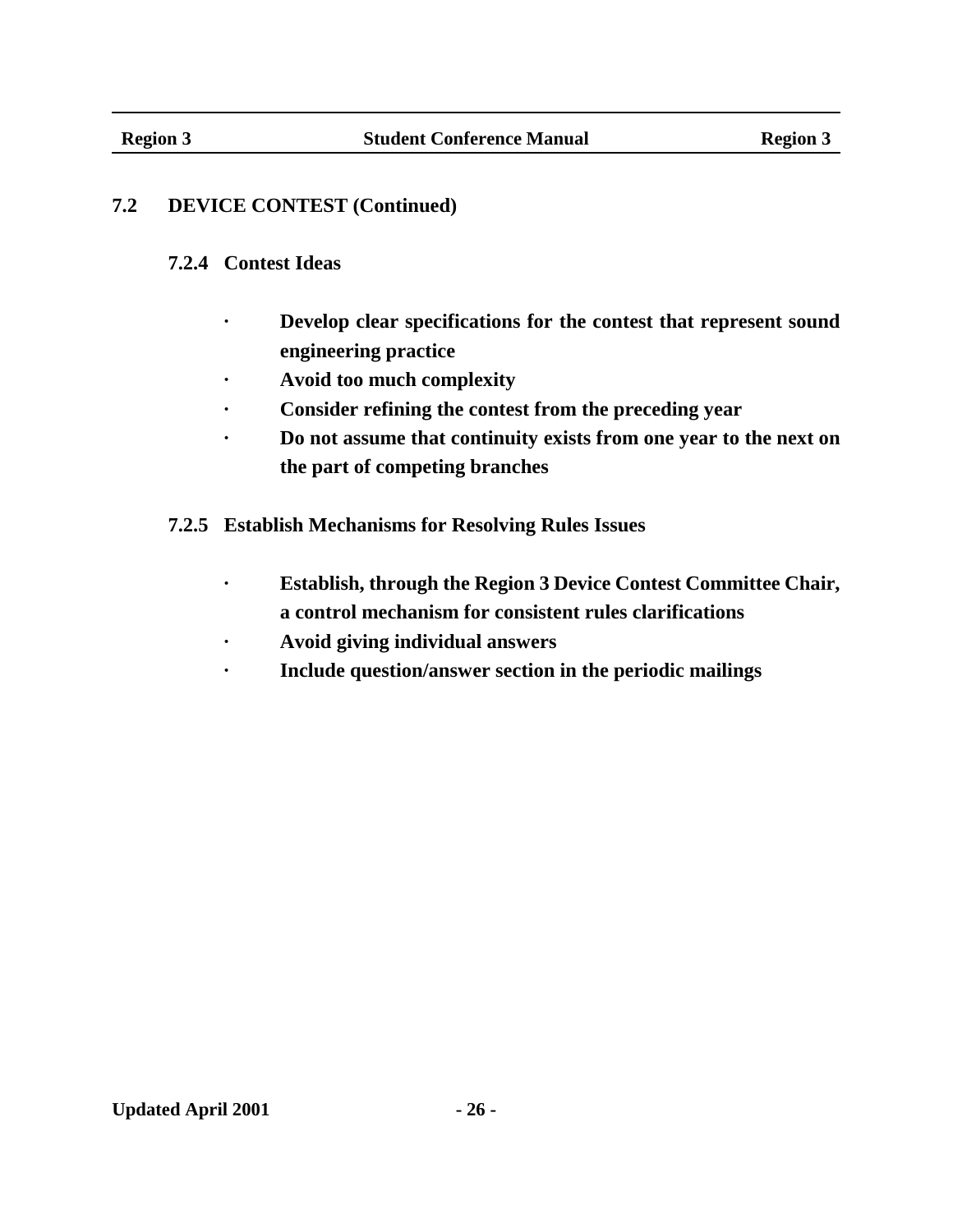## 7.2 DEVICE CONTEST (Continued)

### 7.2.4 Contest Ideas

- **Develop clear specifications for the contest that represent sound engineering practice**
- **Avoid too much complexity**
- **Consider refining the contest from the preceding year**
- **Do not assume that continuity exists from one year to the next on the part of competing branches**

### 7.2.5 Establish Mechanisms for Resolving Rules Issues

- **Establish, through the Region 3 Device Contest Committee Chair, a control mechanism for consistent rules clarifications**
- **Avoid giving individual answers**
- **Include question/answer section in the periodic mailings**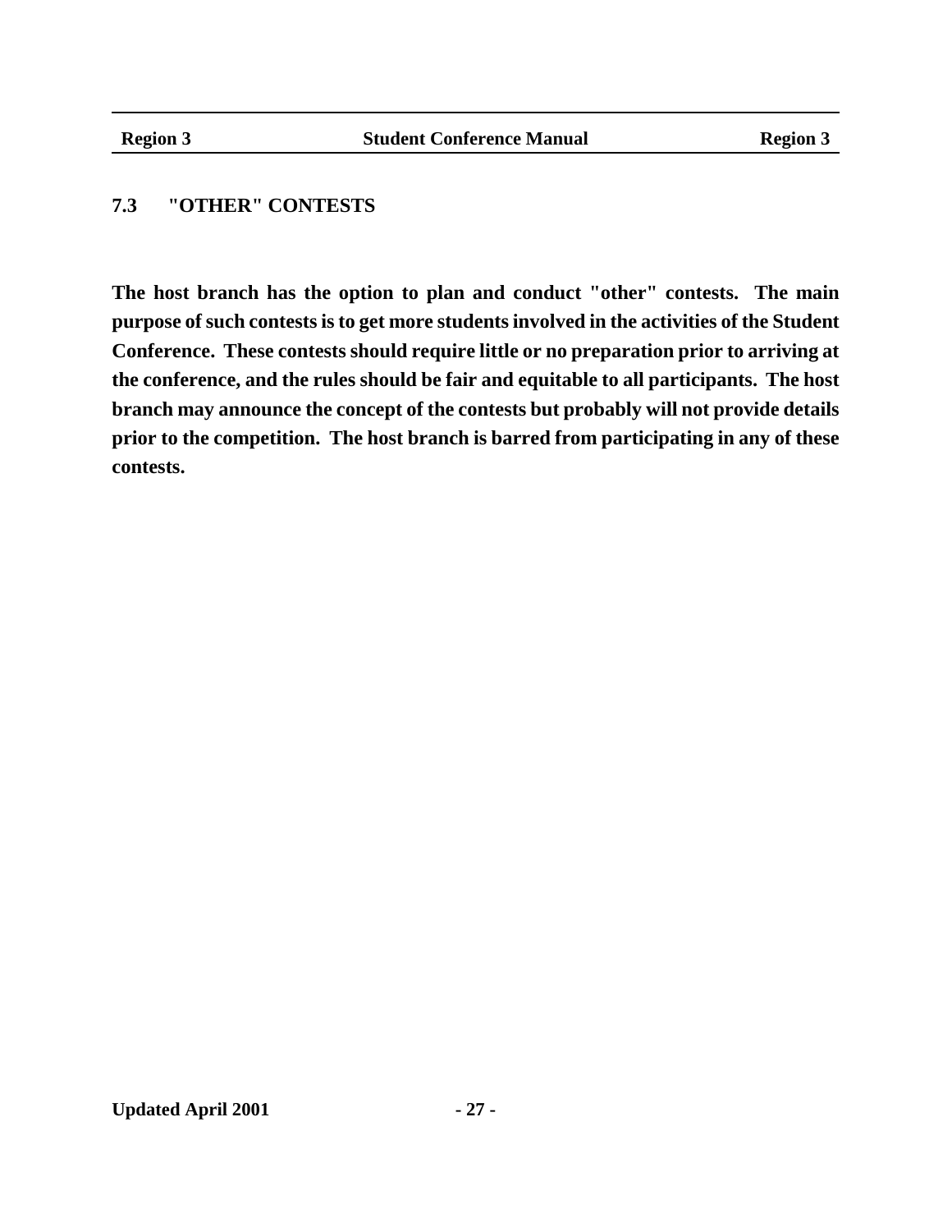## 7.3 "OTHER" CONTESTS

**The host branch has the option to plan and conduct "other" contests. The main purpose of such contests is to get more students involved in the activities of the Student Conference. These contests should require little or no preparation prior to arriving at the conference, and the rules should be fair and equitable to all participants. The host branch may announce the concept of the contests but probably will not provide details prior to the competition. The host branch is barred from participating in any of these contests.**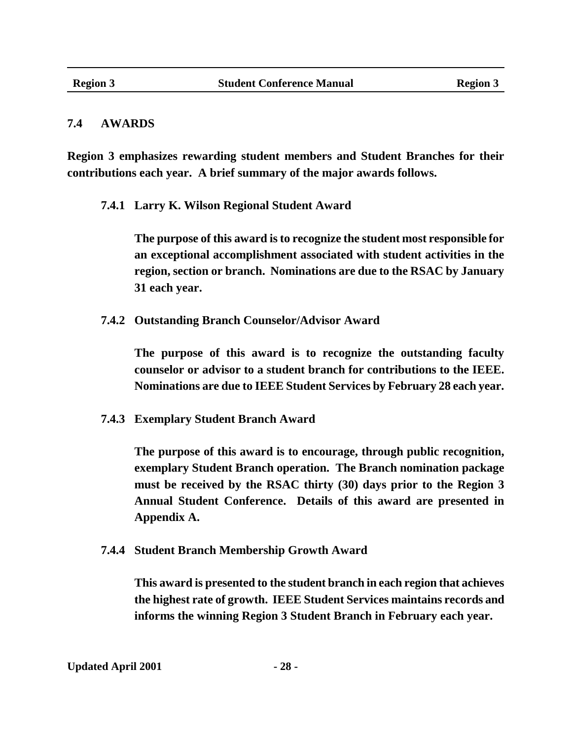## 7.4 AWARDS

**Region 3 emphasizes rewarding student members and Student Branches for their contributions each year. A brief summary of the major awards follows.**

### 7.4.1 Larry K. Wilson Regional Student Award

**The purpose of this award is to recognize the student most responsible for an exceptional accomplishment associated with student activities in the region, section or branch. Nominations are due to the RSAC by January 31 each year.**

### 7.4.2 Outstanding Branch Counselor/Advisor Award

**The purpose of this award is to recognize the outstanding faculty counselor or advisor to a student branch for contributions to the IEEE. Nominations are due to IEEE Student Services by February 28 each year.**

### 7.4.3 Exemplary Student Branch Award

**The purpose of this award is to encourage, through public recognition, exemplary Student Branch operation. The Branch nomination package must be received by the RSAC thirty (30) days prior to the Region 3 Annual Student Conference. Details of this award are presented in Appendix A.**

### 7.4.4 Student Branch Membership Growth Award

**This award is presented to the student branch in each region that achieves the highest rate of growth. IEEE Student Services maintains records and informs the winning Region 3 Student Branch in February each year.**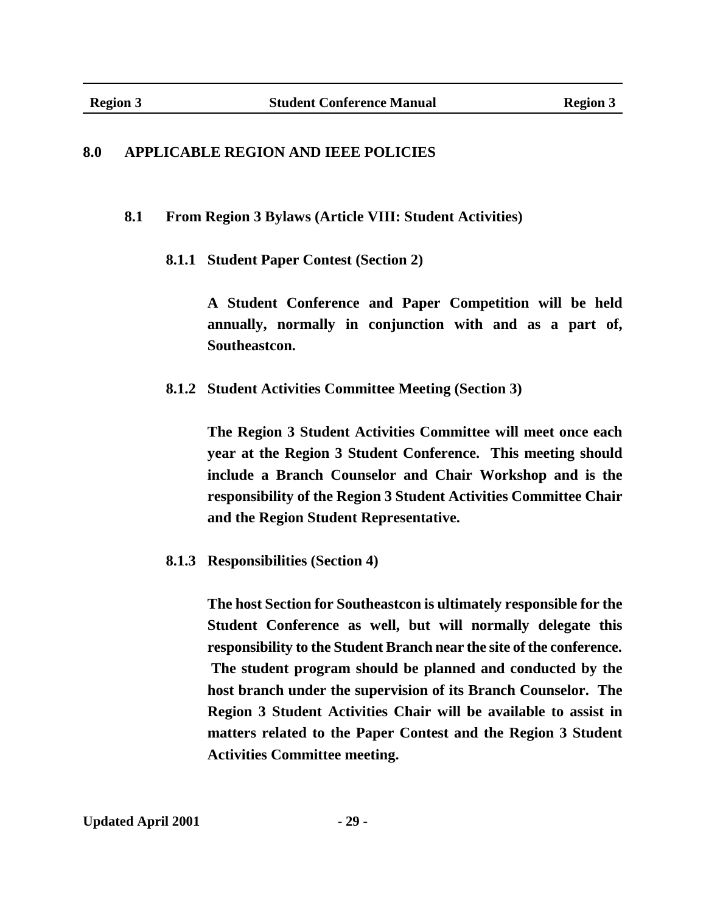# 8.0 APPLICABLE REGION AND IEEE POLICIES

## 8.1 From Region 3 Bylaws (Article VIII: Student Activities)

### 8.1.1 Student Paper Contest (Section 2)

**A Student Conference and Paper Competition will be held annually, normally in conjunction with and as a part of, Southeastcon.**

### 8.1.2 Student Activities Committee Meeting (Section 3)

**The Region 3 Student Activities Committee will meet once each year at the Region 3 Student Conference. This meeting should include a Branch Counselor and Chair Workshop and is the responsibility of the Region 3 Student Activities Committee Chair and the Region Student Representative.**

### 8.1.3 Responsibilities (Section 4)

**The host Section for Southeastcon is ultimately responsible for the Student Conference as well, but will normally delegate this responsibility to the Student Branch near the site of the conference. The student program should be planned and conducted by the host branch under the supervision of its Branch Counselor. The Region 3 Student Activities Chair will be available to assist in matters related to the Paper Contest and the Region 3 Student Activities Committee meeting.**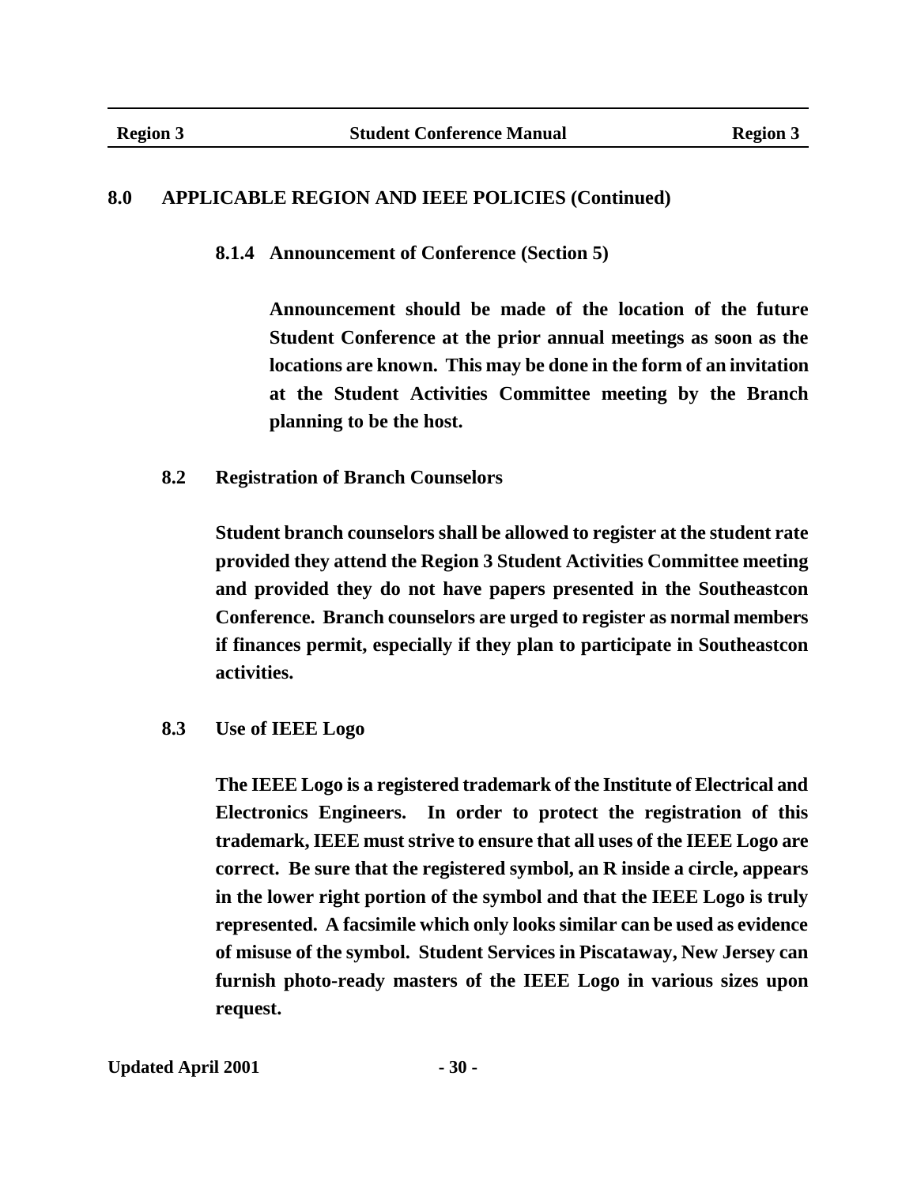## 8.0 APPLICABLE REGION AND IEEE POLICIES (Continued)

#### 8.1.4 Announcement of Conference (Section 5)

**Announcement should be made of the location of the future Student Conference at the prior annual meetings as soon as the locations are known. This may be done in the form of an invitation at the Student Activities Committee meeting by the Branch planning to be the host.**

### 8.2 Registration of Branch Counselors

**Student branch counselors shall be allowed to register at the student rate provided they attend the Region 3 Student Activities Committee meeting and provided they do not have papers presented in the Southeastcon Conference. Branch counselors are urged to register as normal members if finances permit, especially if they plan to participate in Southeastcon activities.**

### 8.3 Use of IEEE Logo

**The IEEE Logo is a registered trademark of the Institute of Electrical and Electronics Engineers. In order to protect the registration of this trademark, IEEE must strive to ensure that all uses of the IEEE Logo are correct. Be sure that the registered symbol, an R inside a circle, appears in the lower right portion of the symbol and that the IEEE Logo is truly represented. A facsimile which only looks similar can be used as evidence of misuse of the symbol. Student Services in Piscataway, New Jersey can furnish photo-ready masters of the IEEE Logo in various sizes upon request.**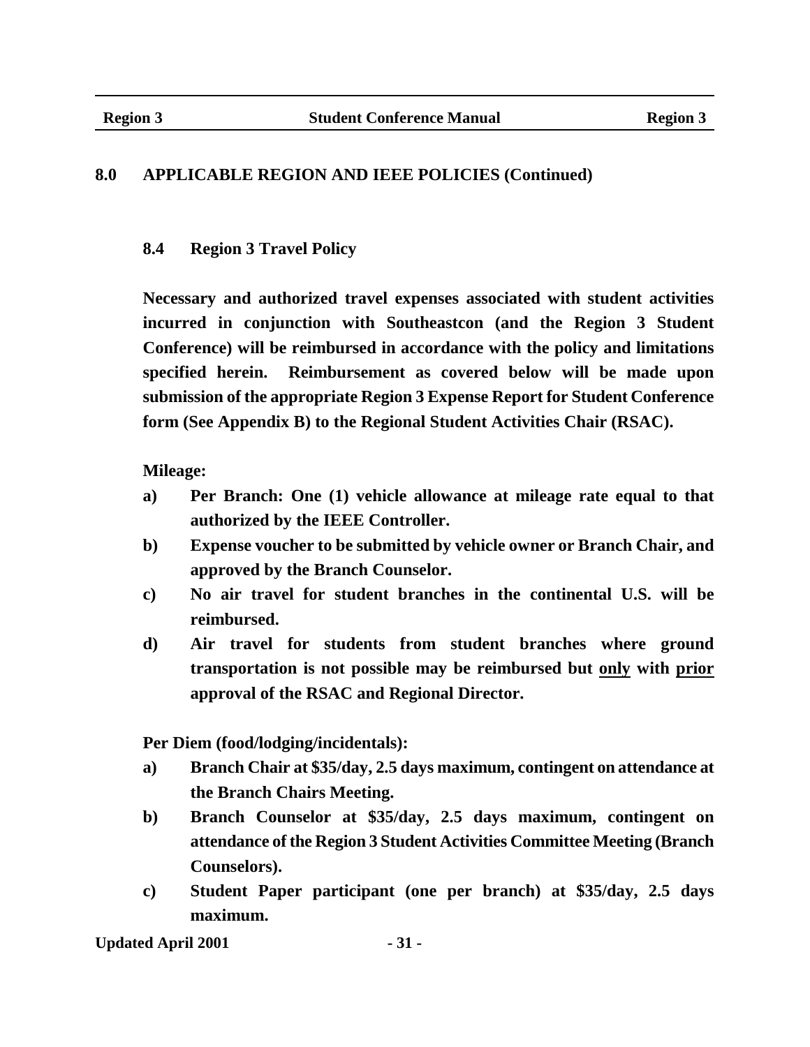## 8.0 APPLICABLE REGION AND IEEE POLICIES (Continued)

### 8.4 Region 3 Travel Policy

**Necessary and authorized travel expenses associated with student activities incurred in conjunction with Southeastcon (and the Region 3 Student Conference) will be reimbursed in accordance with the policy and limitations specified herein. Reimbursement as covered below will be made upon submission of the appropriate Region 3 Expense Report for Student Conference form (See Appendix B) to the Regional Student Activities Chair (RSAC).**

**Mileage:**

- **a) Per Branch: One (1) vehicle allowance at mileage rate equal to that authorized by the IEEE Controller.**
- **b) Expense voucher to be submitted by vehicle owner or Branch Chair, and approved by the Branch Counselor.**
- **c) No air travel for student branches in the continental U.S. will be reimbursed.**
- **d) Air travel for students from student branches where ground transportation is not possible may be reimbursed but <u>only</u> with <u>prior</u> approval of the RSAC and Regional Director.**

**Per Diem (food/lodging/incidentals):**

- **a) Branch Chair at \$35/day, 2.5 days maximum, contingent on attendance at the Branch Chairs Meeting.**
- **b) Branch Counselor at \$35/day, 2.5 days maximum, contingent on attendance of the Region 3 Student Activities Committee Meeting (Branch Counselors).**
- **c) Student Paper participant (one per branch) at \$35/day, 2.5 days maximum.**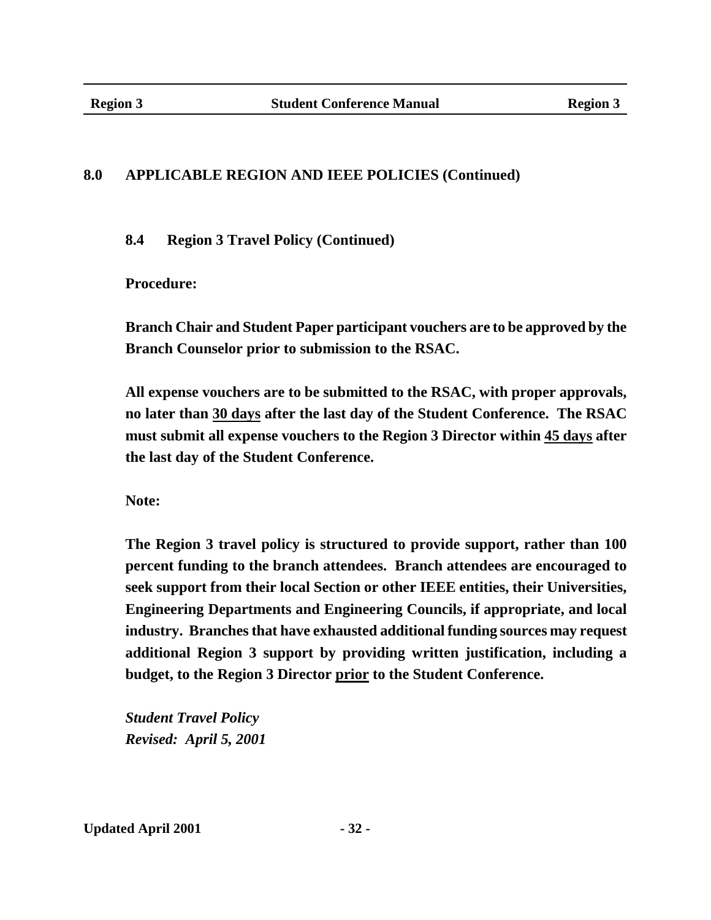## 8.0 APPLICABLE REGION AND IEEE POLICIES (Continued)

### 8.4 Region 3 Travel Policy (Continued)

**Procedure:**

**Branch Chair and Student Paper participant vouchers are to be approved by the Branch Counselor prior to submission to the RSAC.**

**All expense vouchers are to be submitted to the RSAC, with proper approvals, no later than 30 days after the last day of the Student Conference. The RSAC must submit all expense vouchers to the Region 3 Director within 45 days after the last day of the Student Conference.**

**Note:**

**The Region 3 travel policy is structured to provide support, rather than 100 percent funding to the branch attendees. Branch attendees are encouraged to seek support from their local Section or other IEEE entities, their Universities, Engineering Departments and Engineering Councils, if appropriate, and local industry. Branches that have exhausted additional funding sources may request additional Region 3 support by providing written justification, including a budget, to the Region 3 Director prior to the Student Conference.**

***Student Travel Policy***
***Revised: April 5, 2001***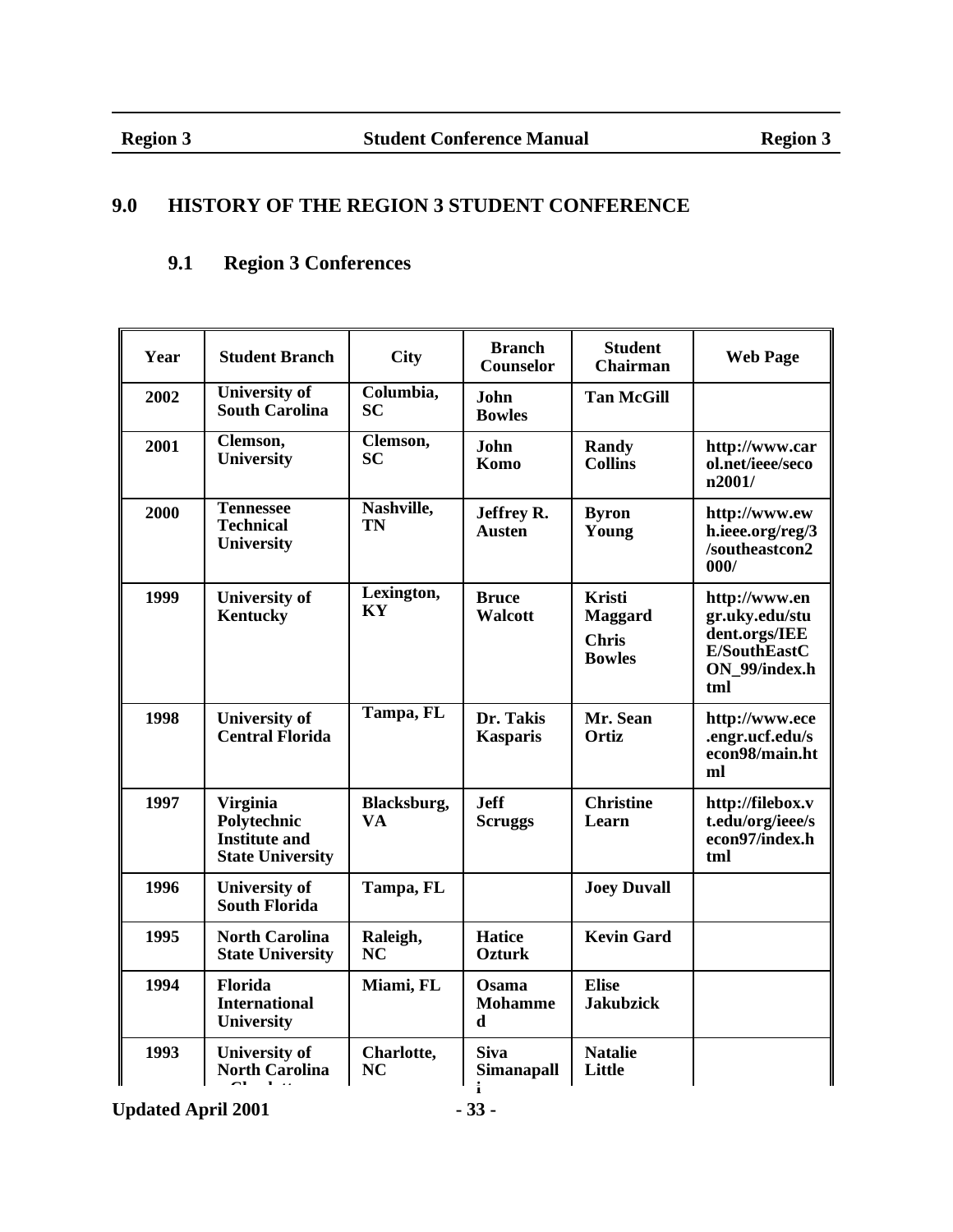# 9.0 HISTORY OF THE REGION 3 STUDENT CONFERENCE

## 9.1 Region 3 Conferences

| Year | Student Branch | City | Branch Counselor | Student Chairman | Web Page |
|---|---|---|---|---|---|
| 2002 | University of South Carolina | Columbia, SC | John Bowles | Tan McGill | |
| 2001 | Clemson, University | Clemson, SC | John Komo | Randy Collins | http://www.carol.net/ieee/secon2001/ |
| 2000 | Tennessee Technical University | Nashville, TN | Jeffrey R. Austen | Byron Young | http://www.ewh.ieee.org/reg/3/southeastcon2000/ |
| 1999 | University of Kentucky | Lexington, KY | Bruce Walcott | Kristi Maggard<br>Chris Bowles | http://www.engr.uky.edu/student.orgs/IEEE/SouthEastCON_99/index.html |
| 1998 | University of Central Florida | Tampa, FL | Dr. Takis Kasparis | Mr. Sean Ortiz | http://www.ece.engr.ucf.edu/secon98/main.html |
| 1997 | Virginia Polytechnic Institute and State University | Blacksburg, VA | Jeff Scruggs | Christine Learn | http://filebox.vt.edu/org/ieee/secon97/index.html |
| 1996 | University of South Florida | Tampa, FL | | Joey Duvall | |
| 1995 | North Carolina State University | Raleigh, NC | Hatice Ozturk | Kevin Gard | |
| 1994 | Florida International University | Miami, FL | Osama Mohammed | Elise Jakubzick | |
| 1993 | University of North Carolina - Charlotte | Charlotte, NC | Siva Simanapalli | Natalie Little | |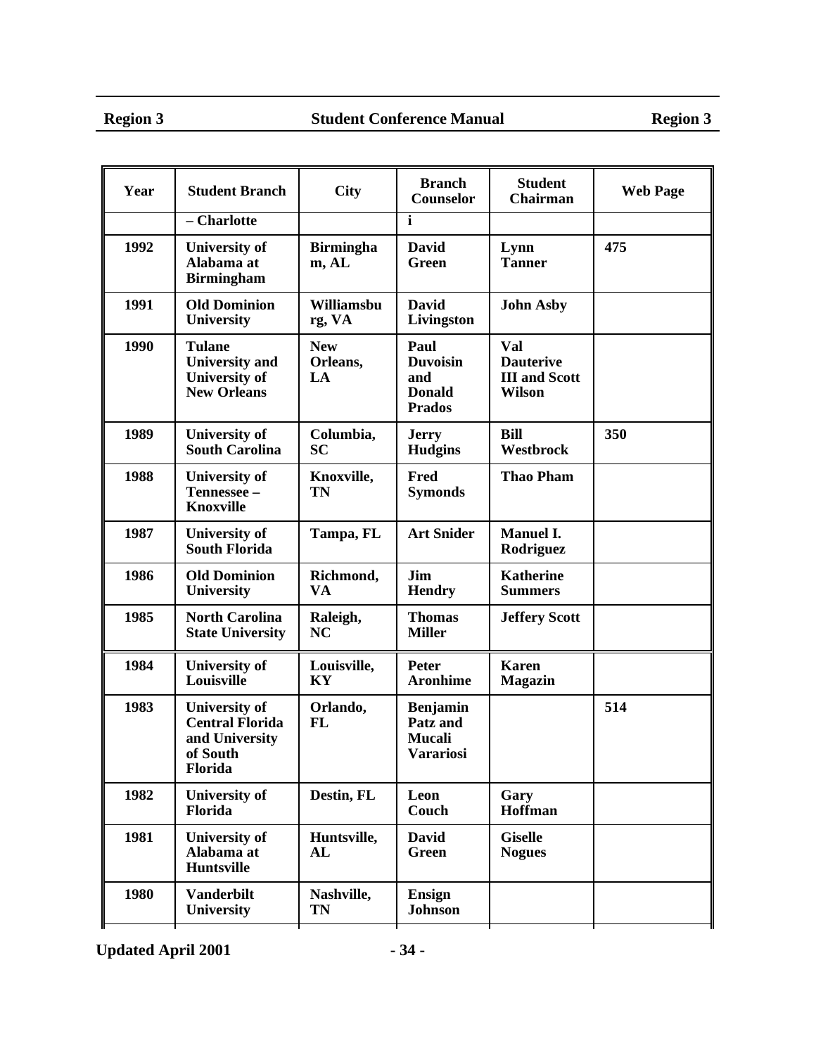| Year | Student Branch | City | Branch Counselor | Student Chairman | Web Page |
|---|---|---|---|---|---|
| | – Charlotte | | i | | |
| 1992 | University of Alabama at Birmingham | Birmingham, AL | David Green | Lynn Tanner | 475 |
| 1991 | Old Dominion University | Williamsburg, VA | David Livingston | John Asby | |
| 1990 | Tulane University and University of New Orleans | New Orleans, LA | Paul Duvoisin and Donald Prados | Val Dauterive III and Scott Wilson | |
| 1989 | University of South Carolina | Columbia, SC | Jerry Hudgins | Bill Westbrock | 350 |
| 1988 | University of Tennessee – Knoxville | Knoxville, TN | Fred Symonds | Thao Pham | |
| 1987 | University of South Florida | Tampa, FL | Art Snider | Manuel I. Rodriguez | |
| 1986 | Old Dominion University | Richmond, VA | Jim Hendry | Katherine Summers | |
| 1985 | North Carolina State University | Raleigh, NC | Thomas Miller | Jeffery Scott | |
| 1984 | University of Louisville | Louisville, KY | Peter Aronhime | Karen Magazin | |
| 1983 | University of Central Florida and University of South Florida | Orlando, FL | Benjamin Patz and Mucali Vurariosi | | 514 |
| 1982 | University of Florida | Destin, FL | Leon Couch | Gary Hoffman | |
| 1981 | University of Alabama at Huntsville | Huntsville, AL | David Green | Giselle Nogues | |
| 1980 | Vanderbilt University | Nashville, TN | Ensign Johnson | | |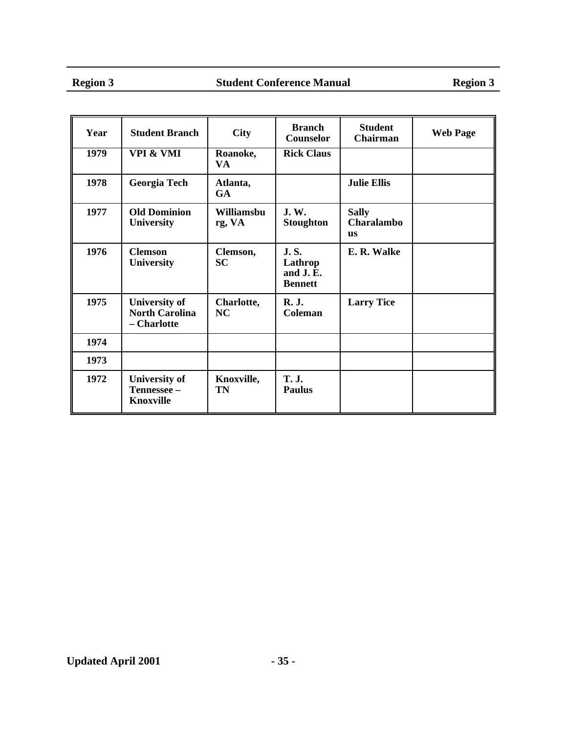| Year | Student Branch | City | Branch Counselor | Student Chairman | Web Page |
|---|---|---|---|---|---|
| 1979 | VPI & VMI | Roanoke, VA | Rick Claus | | |
| 1978 | Georgia Tech | Atlanta, GA | | Julie Ellis | |
| 1977 | Old Dominion University | Williamsburg, VA | J. W. Stoughton | Sally Charalambous | |
| 1976 | Clemson University | Clemson, SC | J. S. Lathrop and J. E. Bennett | E. R. Walke | |
| 1975 | University of North Carolina – Charlotte | Charlotte, NC | R. J. Coleman | Larry Tice | |
| 1974 | | | | | |
| 1973 | | | | | |
| 1972 | University of Tennessee – Knoxville | Knoxville, TN | T. J. Paulus | | |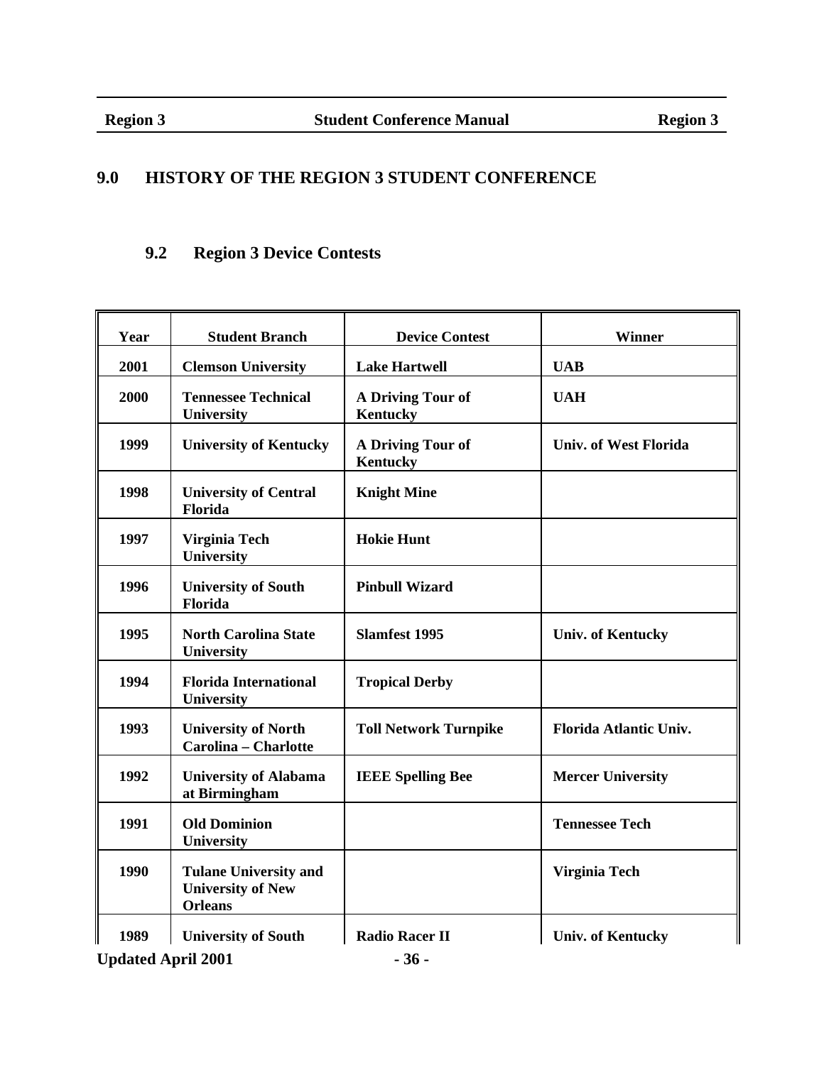# 9.0 HISTORY OF THE REGION 3 STUDENT CONFERENCE

## 9.2 Region 3 Device Contests

| Year | Student Branch | Device Contest | Winner |
|---|---|---|---|
| 2001 | Clemson University | Lake Hartwell | UAB |
| 2000 | Tennessee Technical University | A Driving Tour of Kentucky | UAH |
| 1999 | University of Kentucky | A Driving Tour of Kentucky | Univ. of West Florida |
| 1998 | University of Central Florida | Knight Mine | |
| 1997 | Virginia Tech University | Hokie Hunt | |
| 1996 | University of South Florida | Pinbull Wizard | |
| 1995 | North Carolina State University | Slamfest 1995 | Univ. of Kentucky |
| 1994 | Florida International University | Tropical Derby | |
| 1993 | University of North Carolina – Charlotte | Toll Network Turnpike | Florida Atlantic Univ. |
| 1992 | University of Alabama at Birmingham | IEEE Spelling Bee | Mercer University |
| 1991 | Old Dominion University | | Tennessee Tech |
| 1990 | Tulane University and University of New Orleans | | Virginia Tech |
| 1989 | University of South | Radio Racer II | Univ. of Kentucky |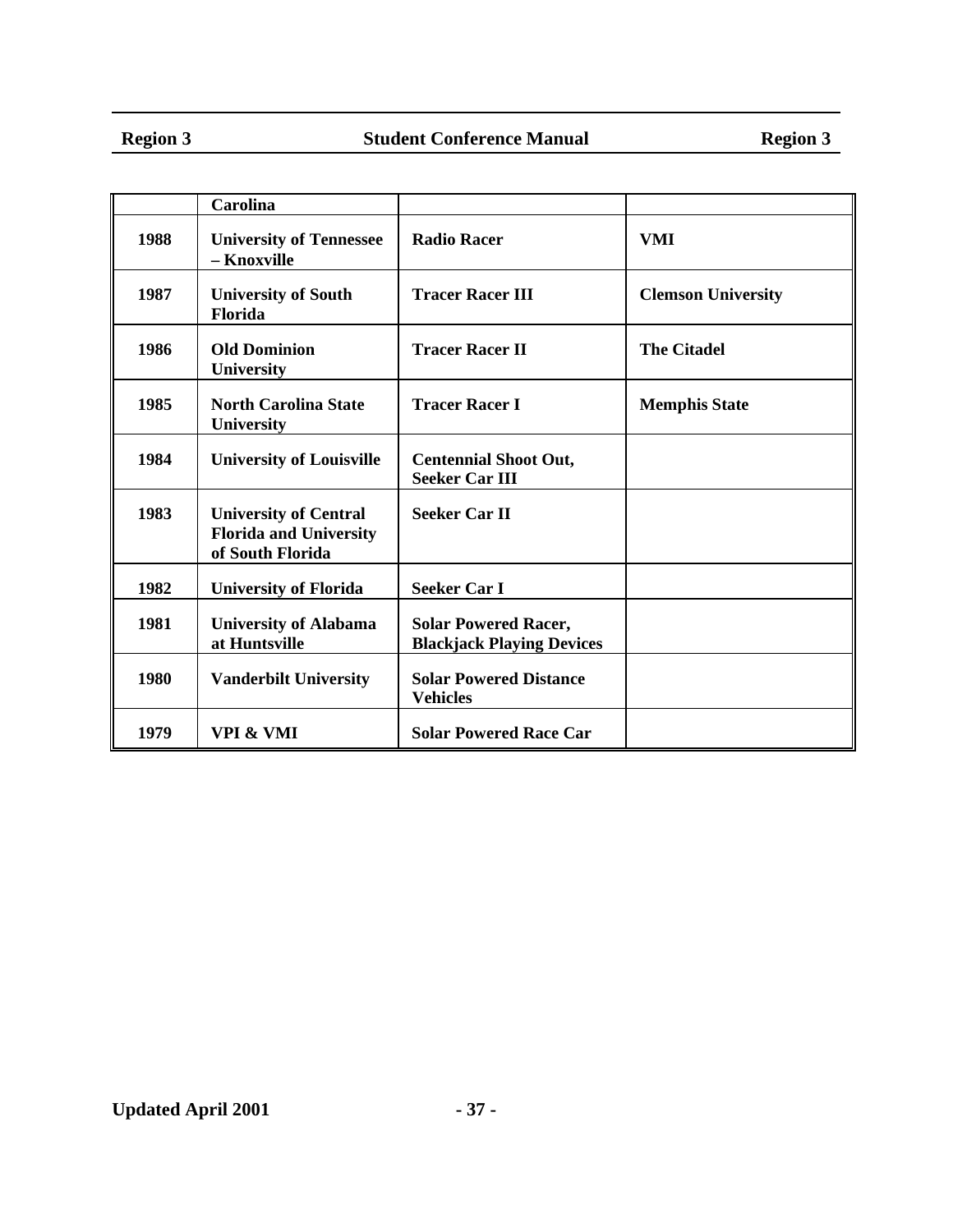| | | | |
|---|---|---|---|
| | Carolina | | |
| 1988 | University of Tennessee – Knoxville | Radio Racer | VMI |
| 1987 | University of South Florida | Tracer Racer III | Clemson University |
| 1986 | Old Dominion University | Tracer Racer II | The Citadel |
| 1985 | North Carolina State University | Tracer Racer I | Memphis State |
| 1984 | University of Louisville | Centennial Shoot Out, Seeker Car III | |
| 1983 | University of Central Florida and University of South Florida | Seeker Car II | |
| 1982 | University of Florida | Seeker Car I | |
| 1981 | University of Alabama at Huntsville | Solar Powered Racer, Blackjack Playing Devices | |
| 1980 | Vanderbilt University | Solar Powered Distance Vehicles | |
| 1979 | VPI & VMI | Solar Powered Race Car | |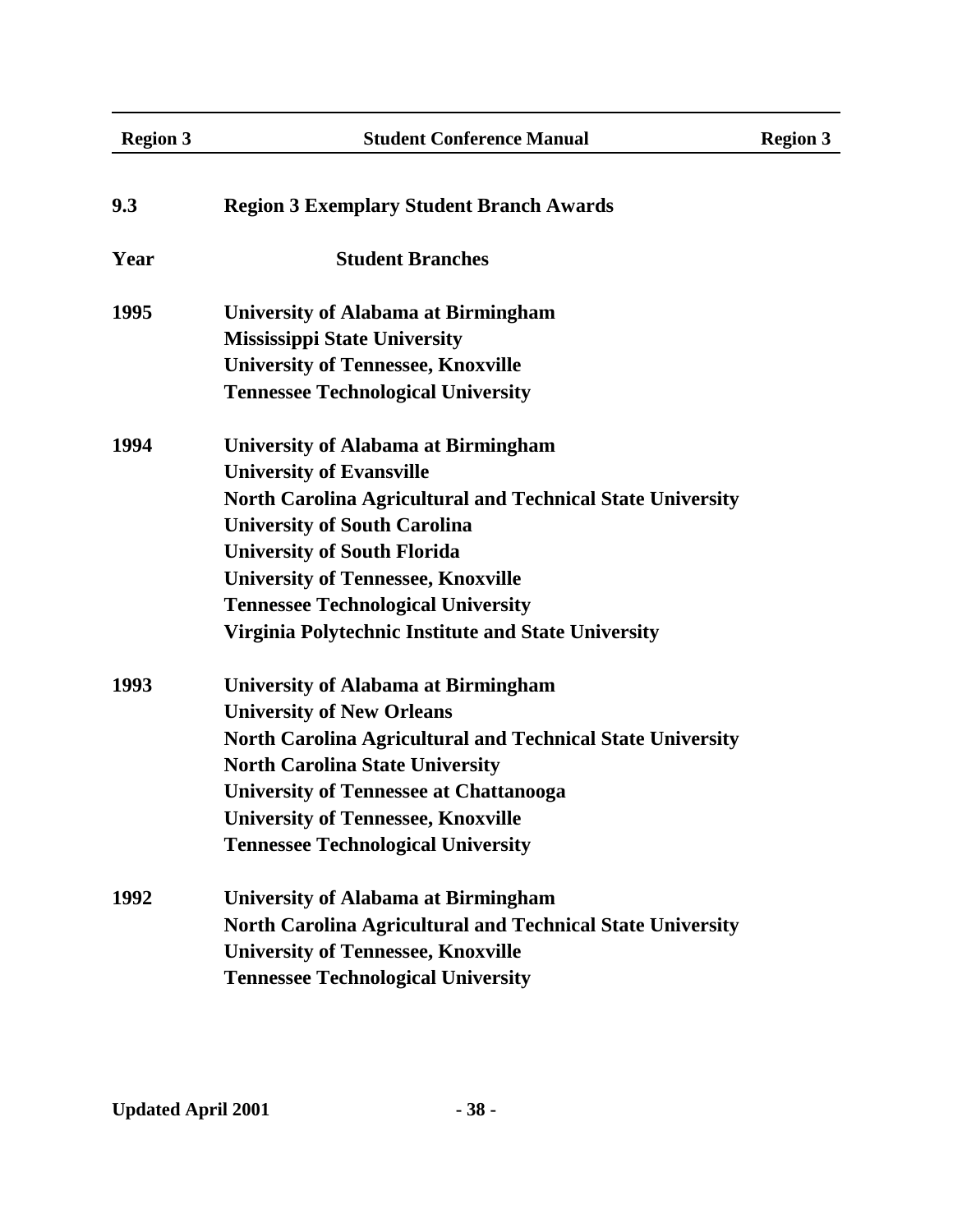## 9.3 Region 3 Exemplary Student Branch Awards

| Year | Student Branches |
| --- | --- |
| 1995 | University of Alabama at Birmingham |
| | Mississippi State University |
| | University of Tennessee, Knoxville |
| | Tennessee Technological University |
| 1994 | University of Alabama at Birmingham |
| | University of Evansville |
| | North Carolina Agricultural and Technical State University |
| | University of South Carolina |
| | University of South Florida |
| | University of Tennessee, Knoxville |
| | Tennessee Technological University |
| | Virginia Polytechnic Institute and State University |
| 1993 | University of Alabama at Birmingham |
| | University of New Orleans |
| | North Carolina Agricultural and Technical State University |
| | North Carolina State University |
| | University of Tennessee at Chattanooga |
| | University of Tennessee, Knoxville |
| | Tennessee Technological University |
| 1992 | University of Alabama at Birmingham |
| | North Carolina Agricultural and Technical State University |
| | University of Tennessee, Knoxville |
| | Tennessee Technological University |

Updated April 2001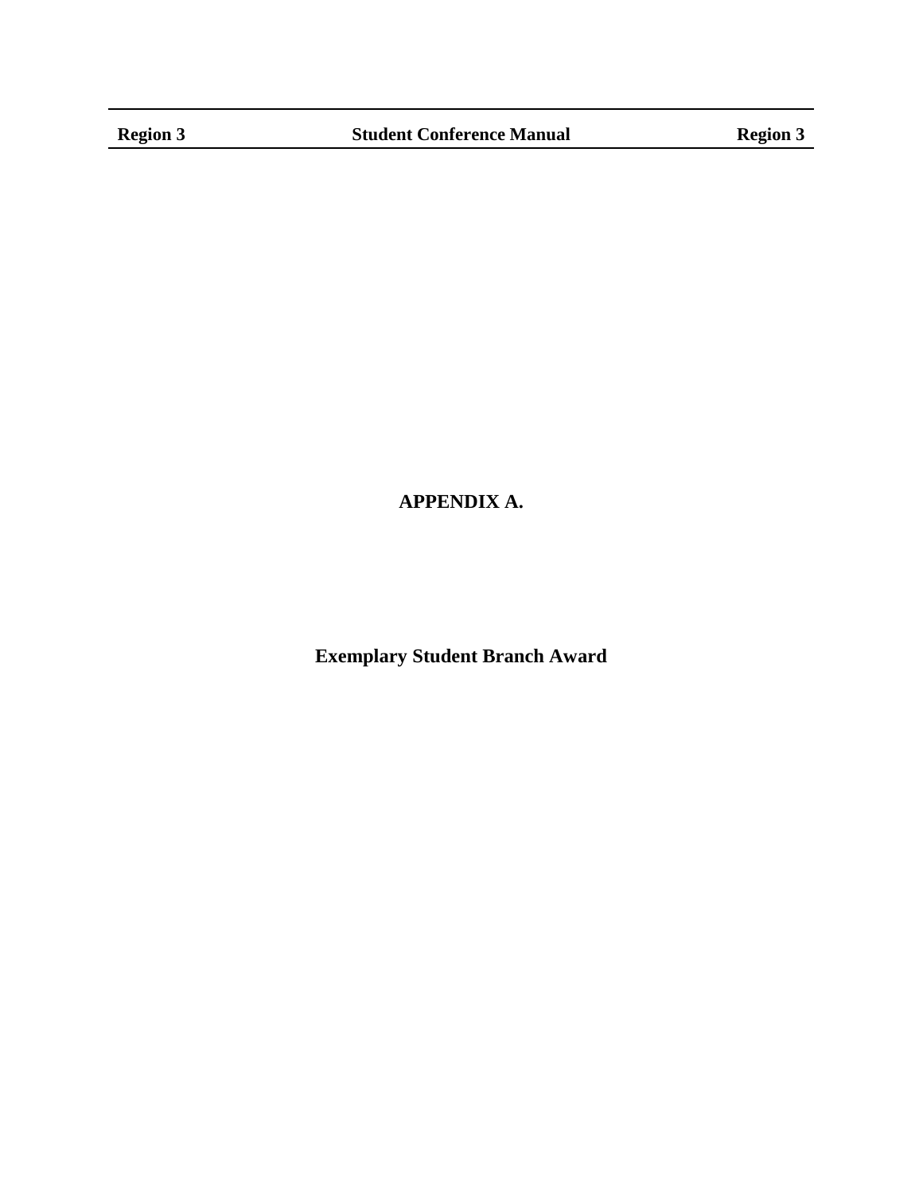# APPENDIX A.

## Exemplary Student Branch Award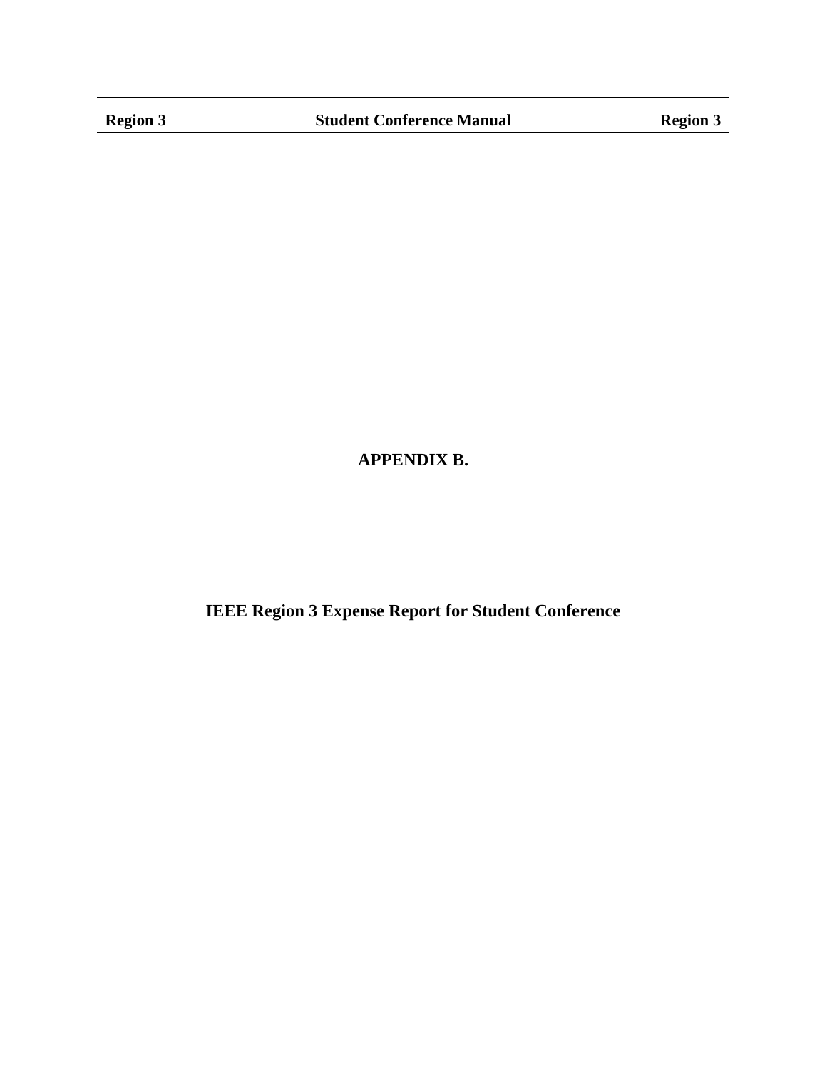# APPENDIX B.

## IEEE Region 3 Expense Report for Student Conference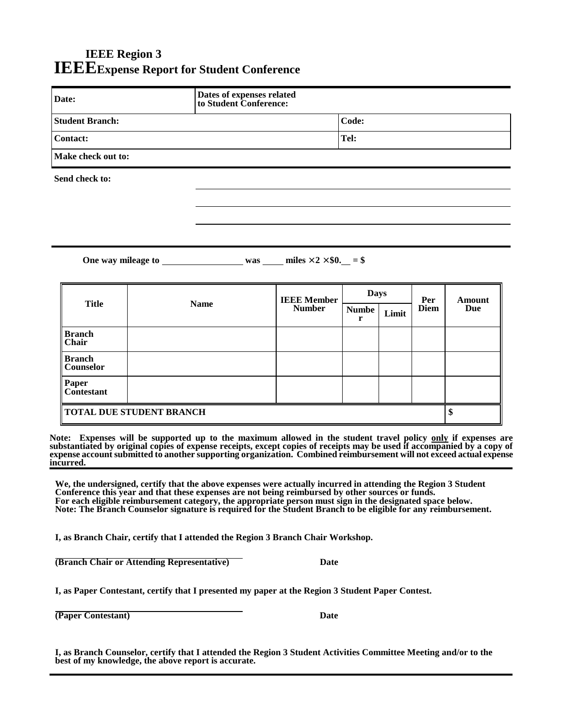# IEEE Region 3

# IEEE Expense Report for Student Conference

| **Date:** | **Dates of expenses related to Student Conference:** | |
|---|---|---|
| **Student Branch:** | | **Code:** |
| **Contact:** | | **Tel:** |
| **Make check out to:** | | |

**Send check to:** ______________________________

______________________________

______________________________

**One way mileage to** __________ **was** _____ **miles** $\times 2 \times$ **\$0.**__ **= \$**

| **Title** | **Name** | **IEEE Member Number** | **Days** | | **Per Diem** | **Amount Due** |
|---|---|---|---|---|---|---|
| | | | **Number** | **Limit** | | |
| **Branch Chair** | | | | | | |
| **Branch Counselor** | | | | | | |
| **Paper Contestant** | | | | | | |
| **TOTAL DUE STUDENT BRANCH** | | | | | | **$** |

**Note: Expenses will be supported up to the maximum allowed in the student travel policy <u>only</u> if expenses are substantiated by original copies of expense receipts, except copies of receipts may be used if accompanied by a copy of expense account submitted to another supporting organization. Combined reimbursement will not exceed actual expense incurred.**

**We, the undersigned, certify that the above expenses were actually incurred in attending the Region 3 Student Conference this year and that these expenses are not being reimbursed by other sources or funds. For each eligible reimbursement category, the appropriate person must sign in the designated space below. Note: The Branch Counselor signature is required for the Student Branch to be eligible for any reimbursement.**

**I, as Branch Chair, certify that I attended the Region 3 Branch Chair Workshop.**

______________________________

**(Branch Chair or Attending Representative)** **Date**

**I, as Paper Contestant, certify that I presented my paper at the Region 3 Student Paper Contest.**

______________________________

**(Paper Contestant)** **Date**

**I, as Branch Counselor, certify that I attended the Region 3 Student Activities Committee Meeting and/or to the best of my knowledge, the above report is accurate.**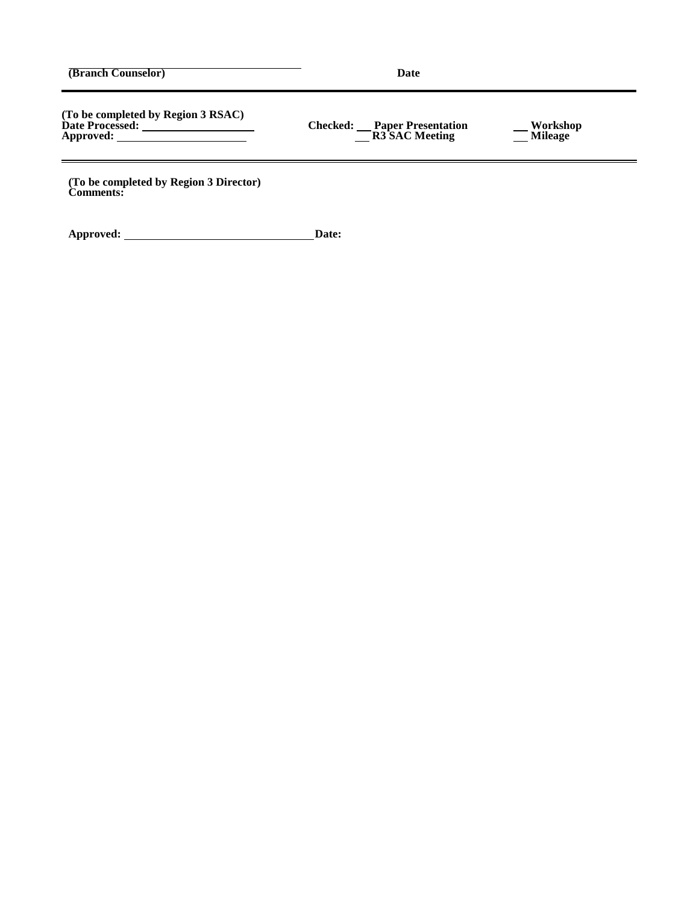______________________________

**(Branch Counselor)** **Date**

---

**(To be completed by Region 3 RSAC)**
**Date Processed:** ____________________
**Approved:** ______________________

**Checked:** ___ **Paper Presentation** ___ **Workshop**
___ **R3 SAC Meeting** ___ **Mileage**

---

**(To be completed by Region 3 Director)**
**Comments:**

**Approved:** ________________________________ **Date:**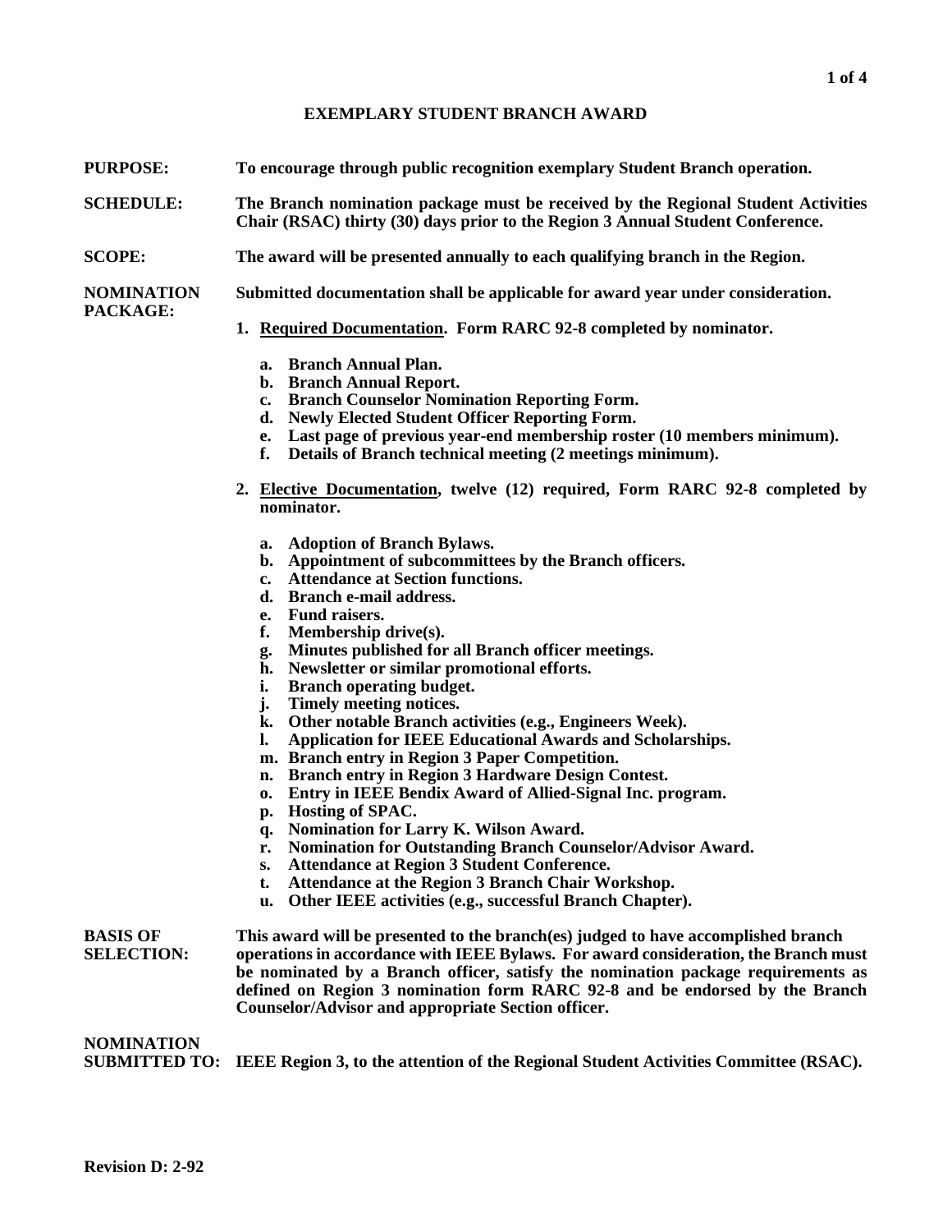# EXEMPLARY STUDENT BRANCH AWARD

**PURPOSE:** To encourage through public recognition exemplary Student Branch operation.

**SCHEDULE:** The Branch nomination package must be received by the Regional Student Activities Chair (RSAC) thirty (30) days prior to the Region 3 Annual Student Conference.

**SCOPE:** The award will be presented annually to each qualifying branch in the Region.

**NOMINATION PACKAGE:** Submitted documentation shall be applicable for award year under consideration.

1. **Required Documentation**. Form RARC 92-8 completed by nominator.

   a. Branch Annual Plan.
   b. Branch Annual Report.
   c. Branch Counselor Nomination Reporting Form.
   d. Newly Elected Student Officer Reporting Form.
   e. Last page of previous year-end membership roster (10 members minimum).
   f. Details of Branch technical meeting (2 meetings minimum).

2. **Elective Documentation**, twelve (12) required, Form RARC 92-8 completed by nominator.

   a. Adoption of Branch Bylaws.
   b. Appointment of subcommittees by the Branch officers.
   c. Attendance at Section functions.
   d. Branch e-mail address.
   e. Fund raisers.
   f. Membership drive(s).
   g. Minutes published for all Branch officer meetings.
   h. Newsletter or similar promotional efforts.
   i. Branch operating budget.
   j. Timely meeting notices.
   k. Other notable Branch activities (e.g., Engineers Week).
   l. Application for IEEE Educational Awards and Scholarships.
   m. Branch entry in Region 3 Paper Competition.
   n. Branch entry in Region 3 Hardware Design Contest.
   o. Entry in IEEE Bendix Award of Allied-Signal Inc. program.
   p. Hosting of SPAC.
   q. Nomination for Larry K. Wilson Award.
   r. Nomination for Outstanding Branch Counselor/Advisor Award.
   s. Attendance at Region 3 Student Conference.
   t. Attendance at the Region 3 Branch Chair Workshop.
   u. Other IEEE activities (e.g., successful Branch Chapter).

**BASIS OF SELECTION:** This award will be presented to the branch(es) judged to have accomplished branch operations in accordance with IEEE Bylaws. For award consideration, the Branch must be nominated by a Branch officer, satisfy the nomination package requirements as defined on Region 3 nomination form RARC 92-8 and be endorsed by the Branch Counselor/Advisor and appropriate Section officer.

**NOMINATION SUBMITTED TO:** IEEE Region 3, to the attention of the Regional Student Activities Committee (RSAC).

Revision D: 2-92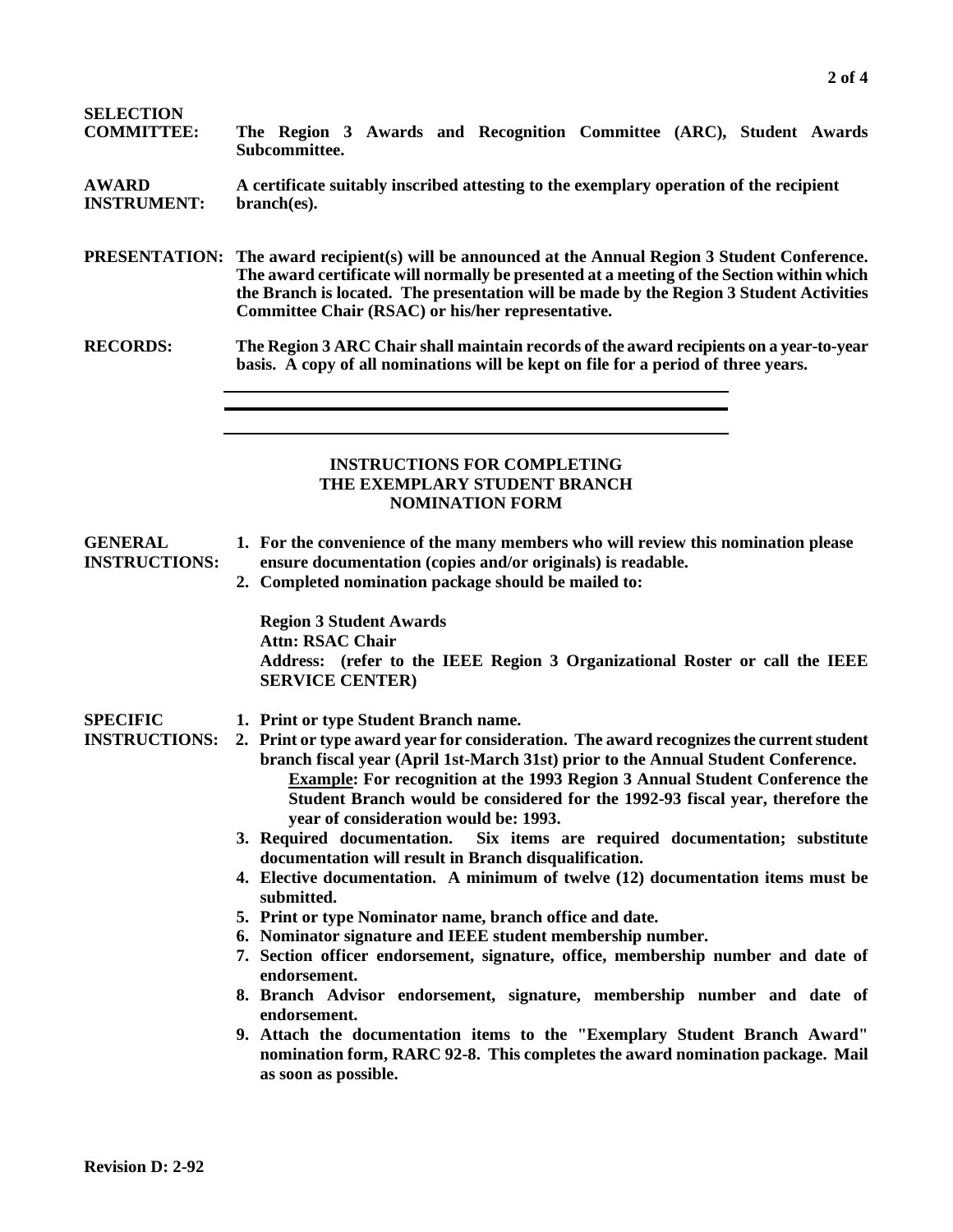**SELECTION COMMITTEE:** The Region 3 Awards and Recognition Committee (ARC), Student Awards Subcommittee.

**AWARD INSTRUMENT:** A certificate suitably inscribed attesting to the exemplary operation of the recipient branch(es).

**PRESENTATION:** The award recipient(s) will be announced at the Annual Region 3 Student Conference. The award certificate will normally be presented at a meeting of the Section within which the Branch is located. The presentation will be made by the Region 3 Student Activities Committee Chair (RSAC) or his/her representative.

**RECORDS:** The Region 3 ARC Chair shall maintain records of the award recipients on a year-to-year basis. A copy of all nominations will be kept on file for a period of three years.

---

## INSTRUCTIONS FOR COMPLETING THE EXEMPLARY STUDENT BRANCH NOMINATION FORM

**GENERAL INSTRUCTIONS:**

1. For the convenience of the many members who will review this nomination please ensure documentation (copies and/or originals) is readable.
2. Completed nomination package should be mailed to:

   Region 3 Student Awards
   Attn: RSAC Chair
   Address: (refer to the IEEE Region 3 Organizational Roster or call the IEEE SERVICE CENTER)

**SPECIFIC INSTRUCTIONS:**

1. Print or type Student Branch name.
2. Print or type award year for consideration. The award recognizes the current student branch fiscal year (April 1st-March 31st) prior to the Annual Student Conference.
   <u>Example</u>: For recognition at the 1993 Region 3 Annual Student Conference the Student Branch would be considered for the 1992-93 fiscal year, therefore the year of consideration would be: 1993.
3. Required documentation. Six items are required documentation; substitute documentation will result in Branch disqualification.
4. Elective documentation. A minimum of twelve (12) documentation items must be submitted.
5. Print or type Nominator name, branch office and date.
6. Nominator signature and IEEE student membership number.
7. Section officer endorsement, signature, office, membership number and date of endorsement.
8. Branch Advisor endorsement, signature, membership number and date of endorsement.
9. Attach the documentation items to the "Exemplary Student Branch Award" nomination form, RARC 92-8. This completes the award nomination package. Mail as soon as possible.

Revision D: 2-92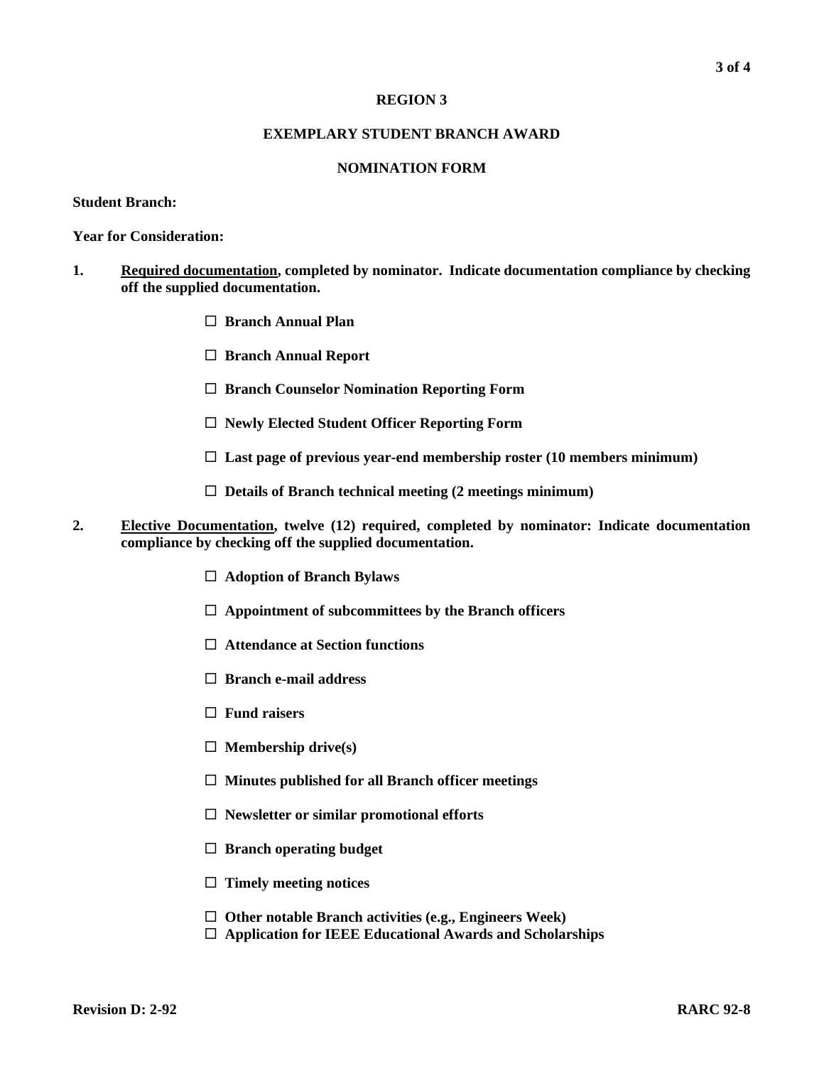**REGION 3**

**EXEMPLARY STUDENT BRANCH AWARD**

**NOMINATION FORM**

**Student Branch:**

**Year for Consideration:**

1. **Required documentation, completed by nominator. Indicate documentation compliance by checking off the supplied documentation.**

   - ☐ **Branch Annual Plan**
   - ☐ **Branch Annual Report**
   - ☐ **Branch Counselor Nomination Reporting Form**
   - ☐ **Newly Elected Student Officer Reporting Form**
   - ☐ **Last page of previous year-end membership roster (10 members minimum)**
   - ☐ **Details of Branch technical meeting (2 meetings minimum)**

2. **Elective Documentation, twelve (12) required, completed by nominator: Indicate documentation compliance by checking off the supplied documentation.**

   - ☐ **Adoption of Branch Bylaws**
   - ☐ **Appointment of subcommittees by the Branch officers**
   - ☐ **Attendance at Section functions**
   - ☐ **Branch e-mail address**
   - ☐ **Fund raisers**
   - ☐ **Membership drive(s)**
   - ☐ **Minutes published for all Branch officer meetings**
   - ☐ **Newsletter or similar promotional efforts**
   - ☐ **Branch operating budget**
   - ☐ **Timely meeting notices**
   - ☐ **Other notable Branch activities (e.g., Engineers Week)**
   - ☐ **Application for IEEE Educational Awards and Scholarships**

**Revision D: 2-92** **RARC 92-8**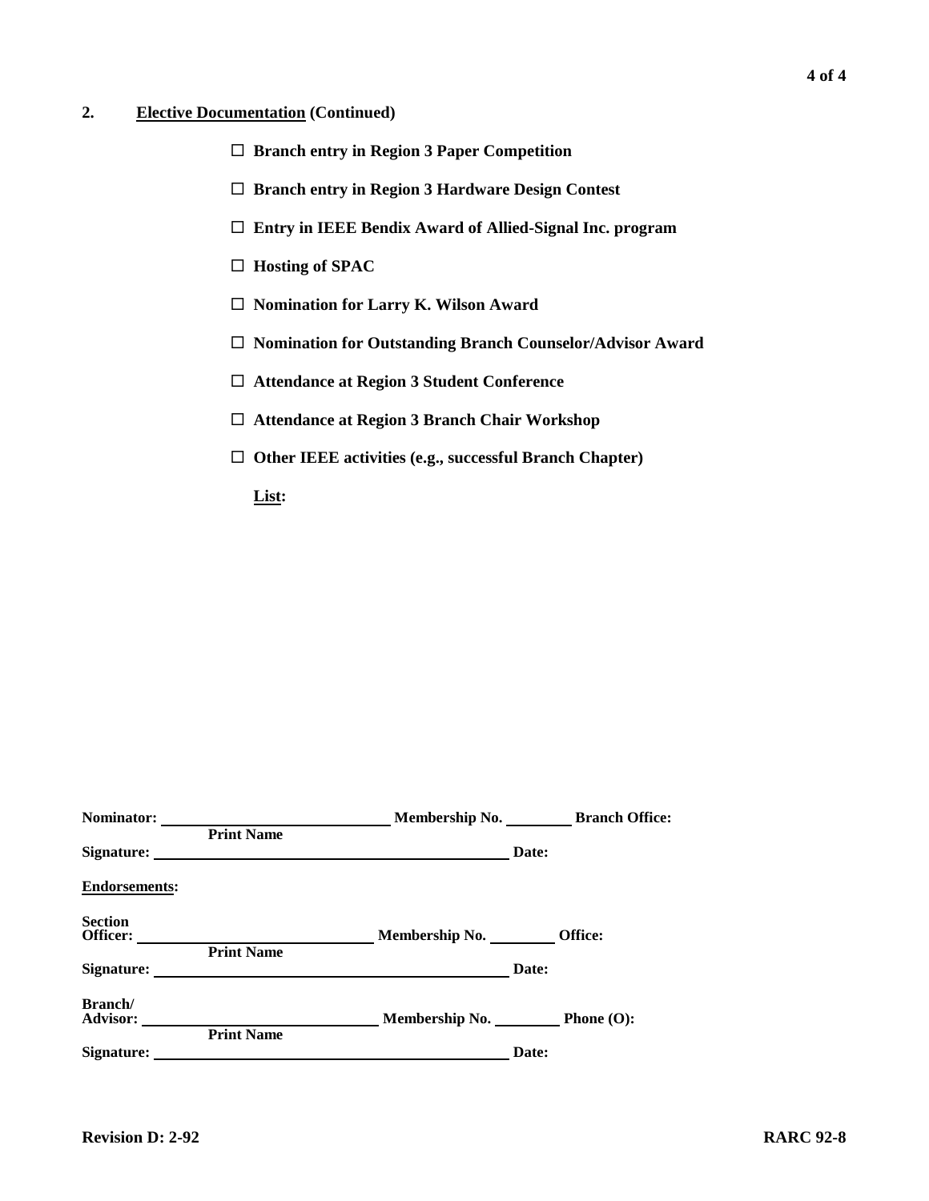**2. Elective Documentation (Continued)**

- ☐ **Branch entry in Region 3 Paper Competition**
- ☐ **Branch entry in Region 3 Hardware Design Contest**
- ☐ **Entry in IEEE Bendix Award of Allied-Signal Inc. program**
- ☐ **Hosting of SPAC**
- ☐ **Nomination for Larry K. Wilson Award**
- ☐ **Nomination for Outstanding Branch Counselor/Advisor Award**
- ☐ **Attendance at Region 3 Student Conference**
- ☐ **Attendance at Region 3 Branch Chair Workshop**
- ☐ **Other IEEE activities (e.g., successful Branch Chapter)**

**List:**

**Nominator:** ______________________ **Membership No.** ________ **Branch Office:**
**Print Name**
**Signature:** ______________________________________ **Date:**

**Endorsements:**

**Section Officer:** ______________________ **Membership No.** ________ **Office:**
**Print Name**
**Signature:** ______________________________________ **Date:**

**Branch/ Advisor:** ______________________ **Membership No.** ________ **Phone (O):**
**Print Name**
**Signature:** ______________________________________ **Date:**

**Revision D: 2-92** **RARC 92-8**